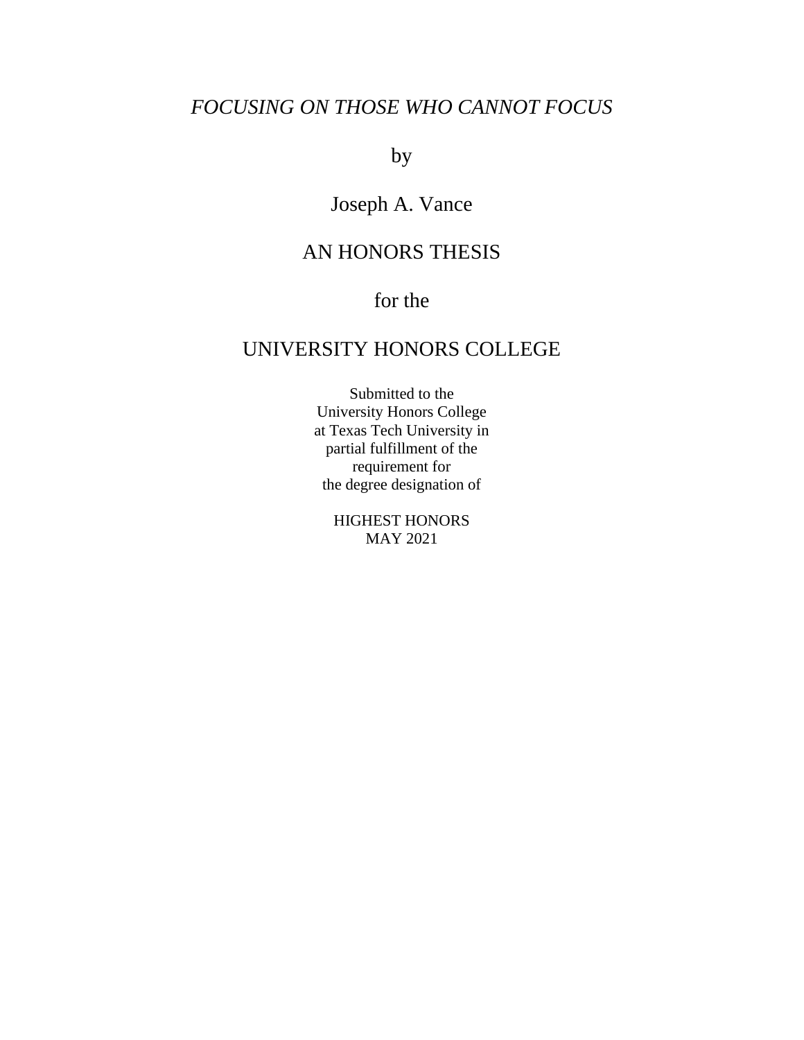# *FOCUSING ON THOSE WHO CANNOT FOCUS*

by

Joseph A. Vance

AN HONORS THESIS

for the

UNIVERSITY HONORS COLLEGE

Submitted to the
University Honors College
at Texas Tech University in
partial fulfillment of the
requirement for
the degree designation of

HIGHEST HONORS
MAY 2021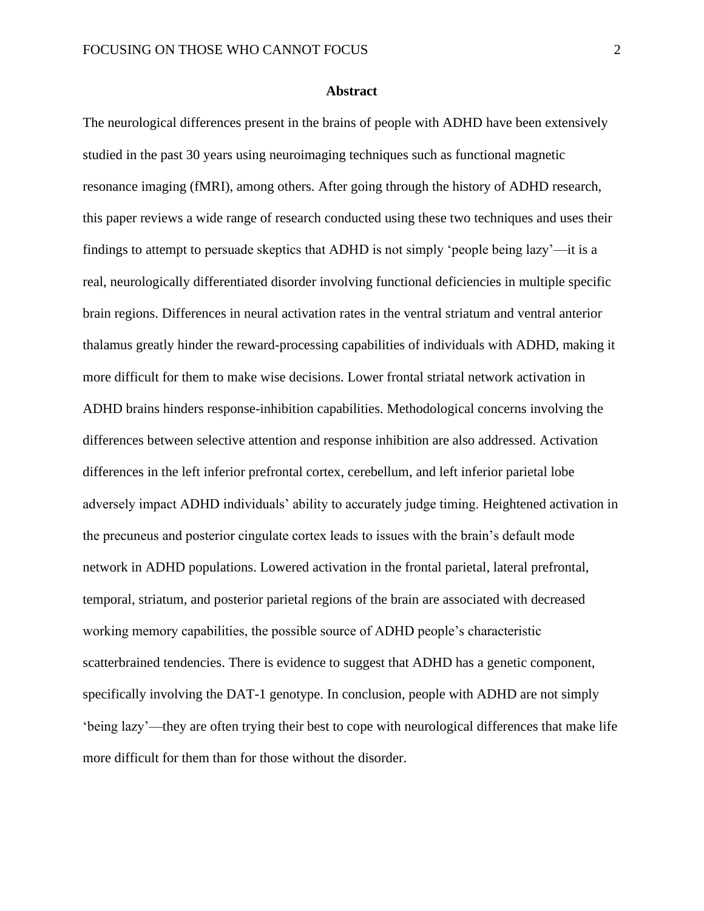## Abstract

The neurological differences present in the brains of people with ADHD have been extensively studied in the past 30 years using neuroimaging techniques such as functional magnetic resonance imaging (fMRI), among others. After going through the history of ADHD research, this paper reviews a wide range of research conducted using these two techniques and uses their findings to attempt to persuade skeptics that ADHD is not simply 'people being lazy'—it is a real, neurologically differentiated disorder involving functional deficiencies in multiple specific brain regions. Differences in neural activation rates in the ventral striatum and ventral anterior thalamus greatly hinder the reward-processing capabilities of individuals with ADHD, making it more difficult for them to make wise decisions. Lower frontal striatal network activation in ADHD brains hinders response-inhibition capabilities. Methodological concerns involving the differences between selective attention and response inhibition are also addressed. Activation differences in the left inferior prefrontal cortex, cerebellum, and left inferior parietal lobe adversely impact ADHD individuals' ability to accurately judge timing. Heightened activation in the precuneus and posterior cingulate cortex leads to issues with the brain's default mode network in ADHD populations. Lowered activation in the frontal parietal, lateral prefrontal, temporal, striatum, and posterior parietal regions of the brain are associated with decreased working memory capabilities, the possible source of ADHD people's characteristic scatterbrained tendencies. There is evidence to suggest that ADHD has a genetic component, specifically involving the DAT-1 genotype. In conclusion, people with ADHD are not simply 'being lazy'—they are often trying their best to cope with neurological differences that make life more difficult for them than for those without the disorder.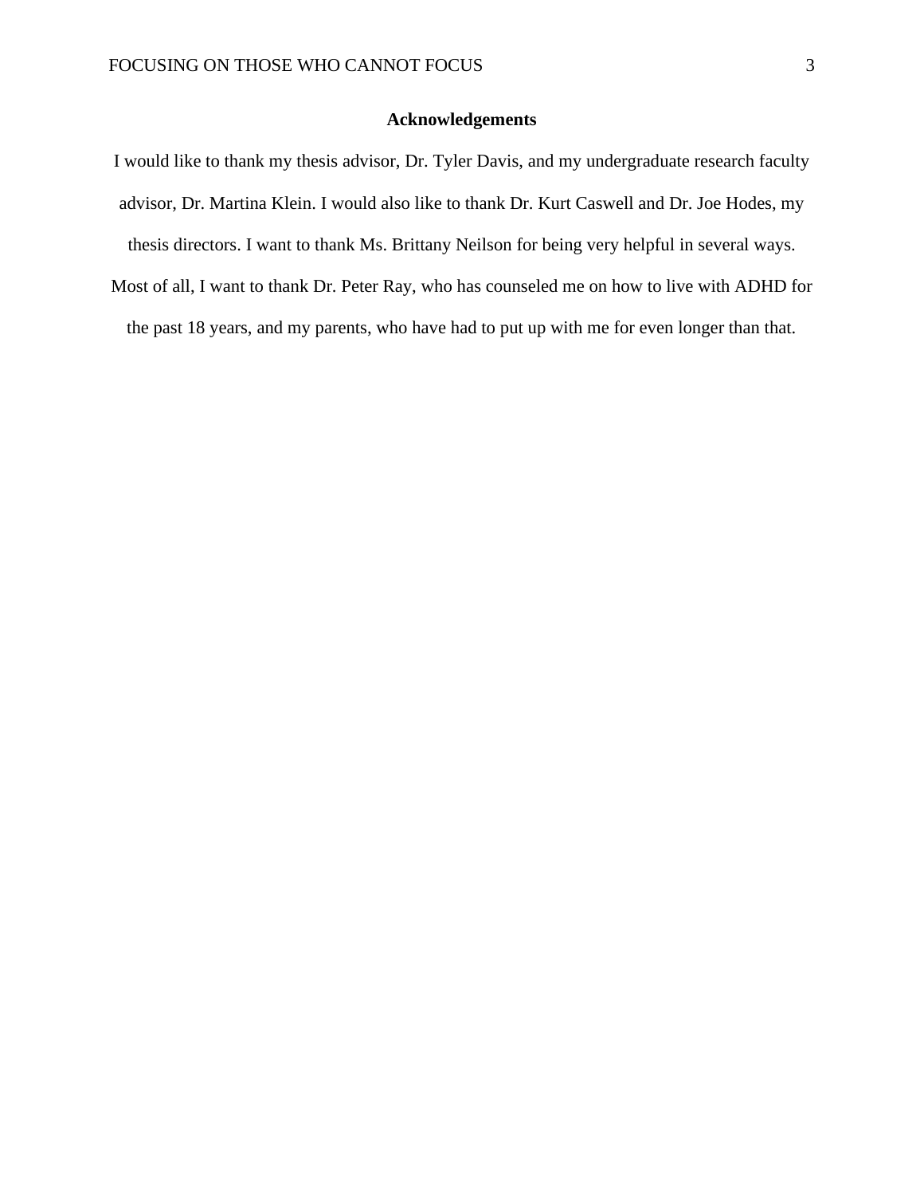## Acknowledgements

I would like to thank my thesis advisor, Dr. Tyler Davis, and my undergraduate research faculty advisor, Dr. Martina Klein. I would also like to thank Dr. Kurt Caswell and Dr. Joe Hodes, my thesis directors. I want to thank Ms. Brittany Neilson for being very helpful in several ways. Most of all, I want to thank Dr. Peter Ray, who has counseled me on how to live with ADHD for the past 18 years, and my parents, who have had to put up with me for even longer than that.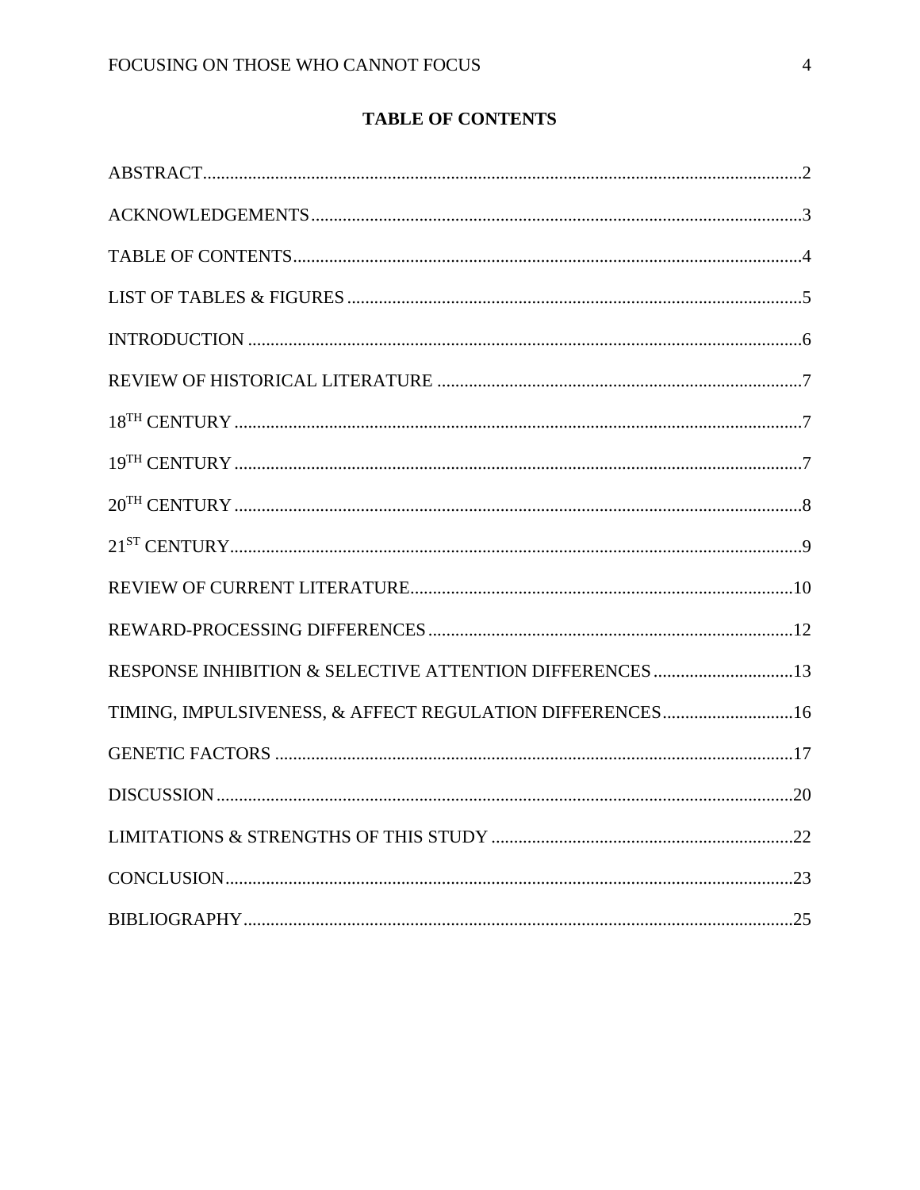# TABLE OF CONTENTS

ABSTRACT....................................................................................................................2

ACKNOWLEDGEMENTS............................................................................................3

TABLE OF CONTENTS................................................................................................4

LIST OF TABLES & FIGURES....................................................................................5

INTRODUCTION ..........................................................................................................6

REVIEW OF HISTORICAL LITERATURE .................................................................7

18TH CENTURY .............................................................................................................7

19TH CENTURY .............................................................................................................7

20TH CENTURY .............................................................................................................8

21ST CENTURY..............................................................................................................9

REVIEW OF CURRENT LITERATURE.....................................................................10

REWARD-PROCESSING DIFFERENCES.................................................................12

RESPONSE INHIBITION & SELECTIVE ATTENTION DIFFERENCES...............13

TIMING, IMPULSIVENESS, & AFFECT REGULATION DIFFERENCES.............16

GENETIC FACTORS ...................................................................................................17

DISCUSSION................................................................................................................20

LIMITATIONS & STRENGTHS OF THIS STUDY ...................................................22

CONCLUSION.............................................................................................................23

BIBLIOGRAPHY.........................................................................................................25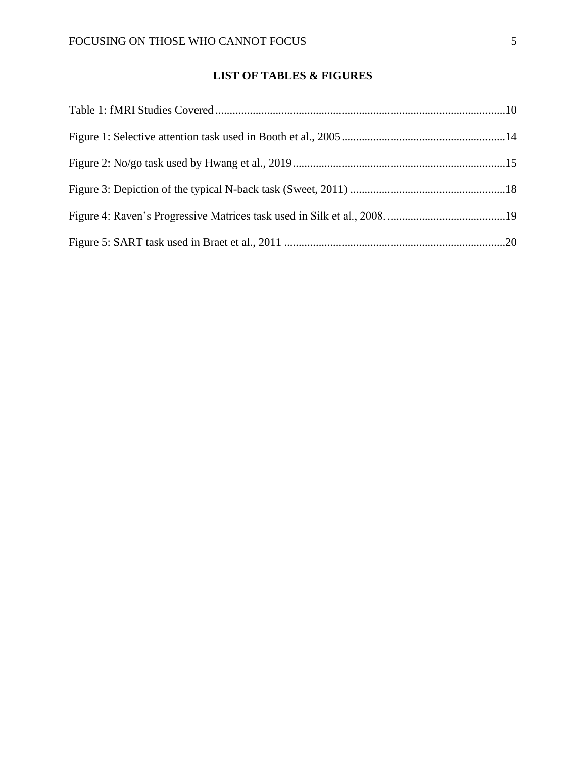## LIST OF TABLES & FIGURES

Table 1: fMRI Studies Covered ....................................................................................................10

Figure 1: Selective attention task used in Booth et al., 2005.........................................................14

Figure 2: No/go task used by Hwang et al., 2019.........................................................................15

Figure 3: Depiction of the typical N-back task (Sweet, 2011) ......................................................18

Figure 4: Raven's Progressive Matrices task used in Silk et al., 2008. .........................................19

Figure 5: SART task used in Braet et al., 2011 ............................................................................20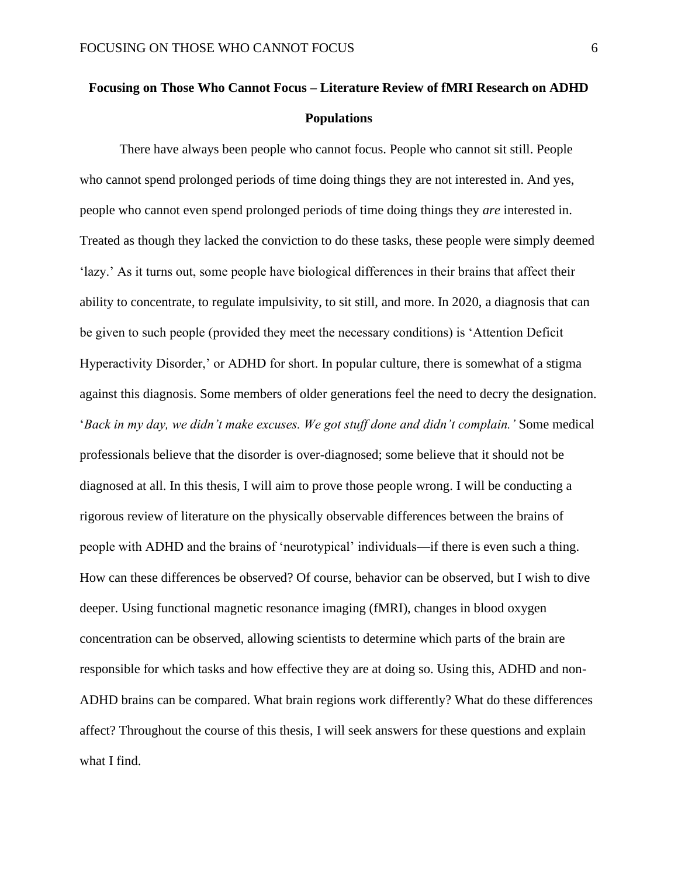# Focusing on Those Who Cannot Focus – Literature Review of fMRI Research on ADHD Populations

There have always been people who cannot focus. People who cannot sit still. People who cannot spend prolonged periods of time doing things they are not interested in. And yes, people who cannot even spend prolonged periods of time doing things they *are* interested in. Treated as though they lacked the conviction to do these tasks, these people were simply deemed 'lazy.' As it turns out, some people have biological differences in their brains that affect their ability to concentrate, to regulate impulsivity, to sit still, and more. In 2020, a diagnosis that can be given to such people (provided they meet the necessary conditions) is 'Attention Deficit Hyperactivity Disorder,' or ADHD for short. In popular culture, there is somewhat of a stigma against this diagnosis. Some members of older generations feel the need to decry the designation. '*Back in my day, we didn't make excuses. We got stuff done and didn't complain.'* Some medical professionals believe that the disorder is over-diagnosed; some believe that it should not be diagnosed at all. In this thesis, I will aim to prove those people wrong. I will be conducting a rigorous review of literature on the physically observable differences between the brains of people with ADHD and the brains of 'neurotypical' individuals—if there is even such a thing. How can these differences be observed? Of course, behavior can be observed, but I wish to dive deeper. Using functional magnetic resonance imaging (fMRI), changes in blood oxygen concentration can be observed, allowing scientists to determine which parts of the brain are responsible for which tasks and how effective they are at doing so. Using this, ADHD and non-ADHD brains can be compared. What brain regions work differently? What do these differences affect? Throughout the course of this thesis, I will seek answers for these questions and explain what I find.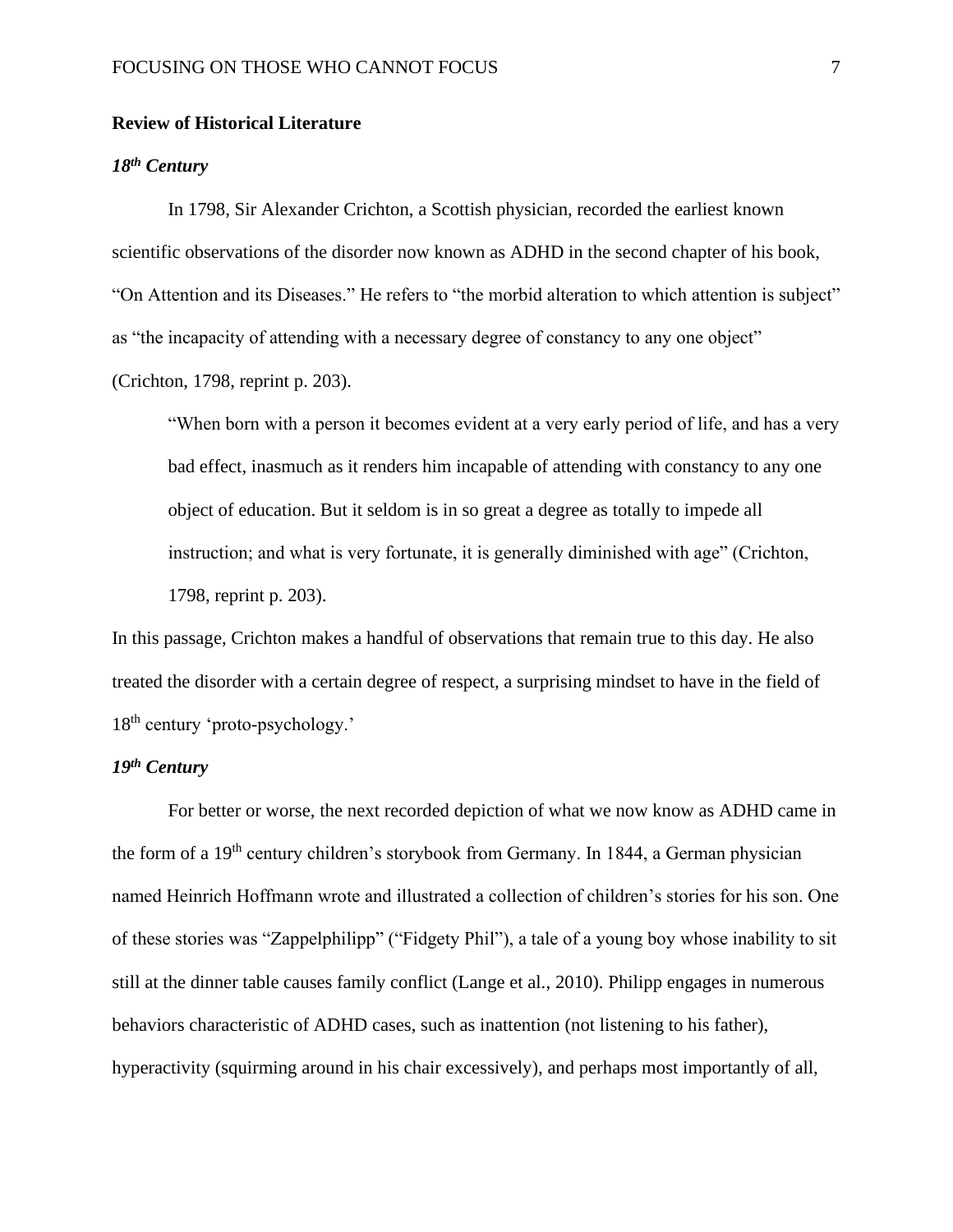## Review of Historical Literature

### *18th Century*

In 1798, Sir Alexander Crichton, a Scottish physician, recorded the earliest known scientific observations of the disorder now known as ADHD in the second chapter of his book, "On Attention and its Diseases." He refers to "the morbid alteration to which attention is subject" as "the incapacity of attending with a necessary degree of constancy to any one object" (Crichton, 1798, reprint p. 203).

> "When born with a person it becomes evident at a very early period of life, and has a very bad effect, inasmuch as it renders him incapable of attending with constancy to any one object of education. But it seldom is in so great a degree as totally to impede all instruction; and what is very fortunate, it is generally diminished with age" (Crichton, 1798, reprint p. 203).

In this passage, Crichton makes a handful of observations that remain true to this day. He also treated the disorder with a certain degree of respect, a surprising mindset to have in the field of 18th century 'proto-psychology.'

### *19th Century*

For better or worse, the next recorded depiction of what we now know as ADHD came in the form of a 19th century children's storybook from Germany. In 1844, a German physician named Heinrich Hoffmann wrote and illustrated a collection of children's stories for his son. One of these stories was "Zappelphilipp" ("Fidgety Phil"), a tale of a young boy whose inability to sit still at the dinner table causes family conflict (Lange et al., 2010). Philipp engages in numerous behaviors characteristic of ADHD cases, such as inattention (not listening to his father), hyperactivity (squirming around in his chair excessively), and perhaps most importantly of all,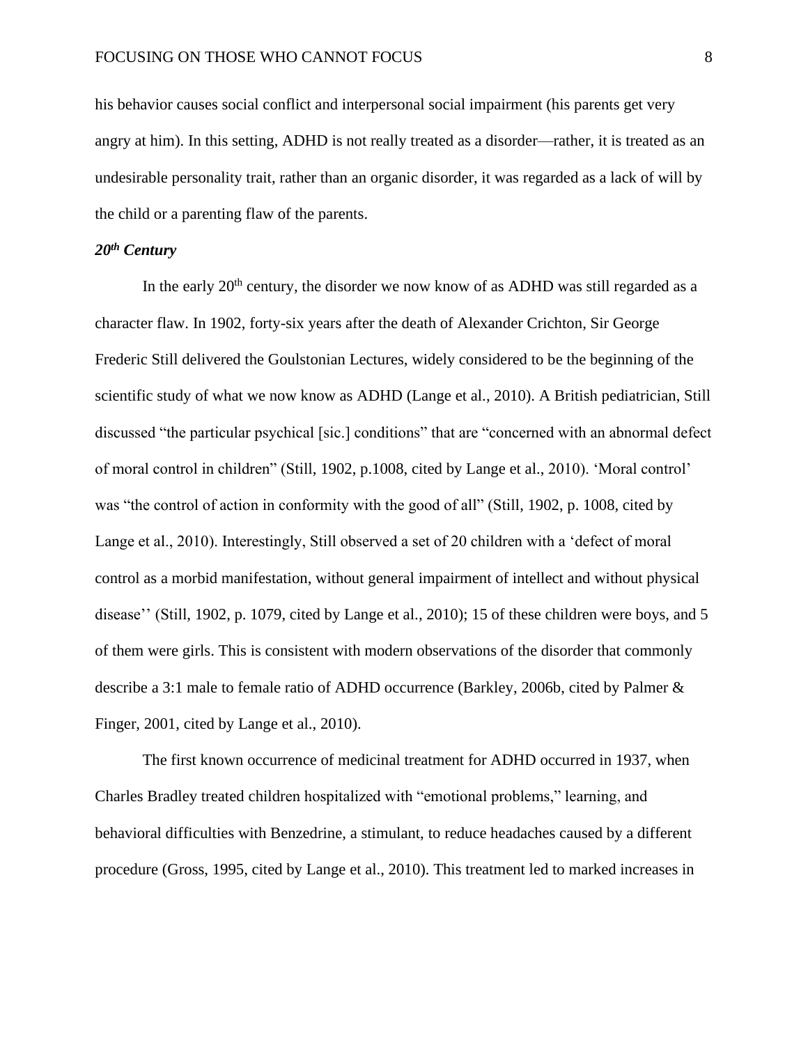his behavior causes social conflict and interpersonal social impairment (his parents get very angry at him). In this setting, ADHD is not really treated as a disorder—rather, it is treated as an undesirable personality trait, rather than an organic disorder, it was regarded as a lack of will by the child or a parenting flaw of the parents.

### *20th Century*

In the early 20th century, the disorder we now know of as ADHD was still regarded as a character flaw. In 1902, forty-six years after the death of Alexander Crichton, Sir George Frederic Still delivered the Goulstonian Lectures, widely considered to be the beginning of the scientific study of what we now know as ADHD (Lange et al., 2010). A British pediatrician, Still discussed "the particular psychical [sic.] conditions" that are "concerned with an abnormal defect of moral control in children" (Still, 1902, p.1008, cited by Lange et al., 2010). 'Moral control' was "the control of action in conformity with the good of all" (Still, 1902, p. 1008, cited by Lange et al., 2010). Interestingly, Still observed a set of 20 children with a 'defect of moral control as a morbid manifestation, without general impairment of intellect and without physical disease'' (Still, 1902, p. 1079, cited by Lange et al., 2010); 15 of these children were boys, and 5 of them were girls. This is consistent with modern observations of the disorder that commonly describe a 3:1 male to female ratio of ADHD occurrence (Barkley, 2006b, cited by Palmer & Finger, 2001, cited by Lange et al., 2010).

The first known occurrence of medicinal treatment for ADHD occurred in 1937, when Charles Bradley treated children hospitalized with "emotional problems," learning, and behavioral difficulties with Benzedrine, a stimulant, to reduce headaches caused by a different procedure (Gross, 1995, cited by Lange et al., 2010). This treatment led to marked increases in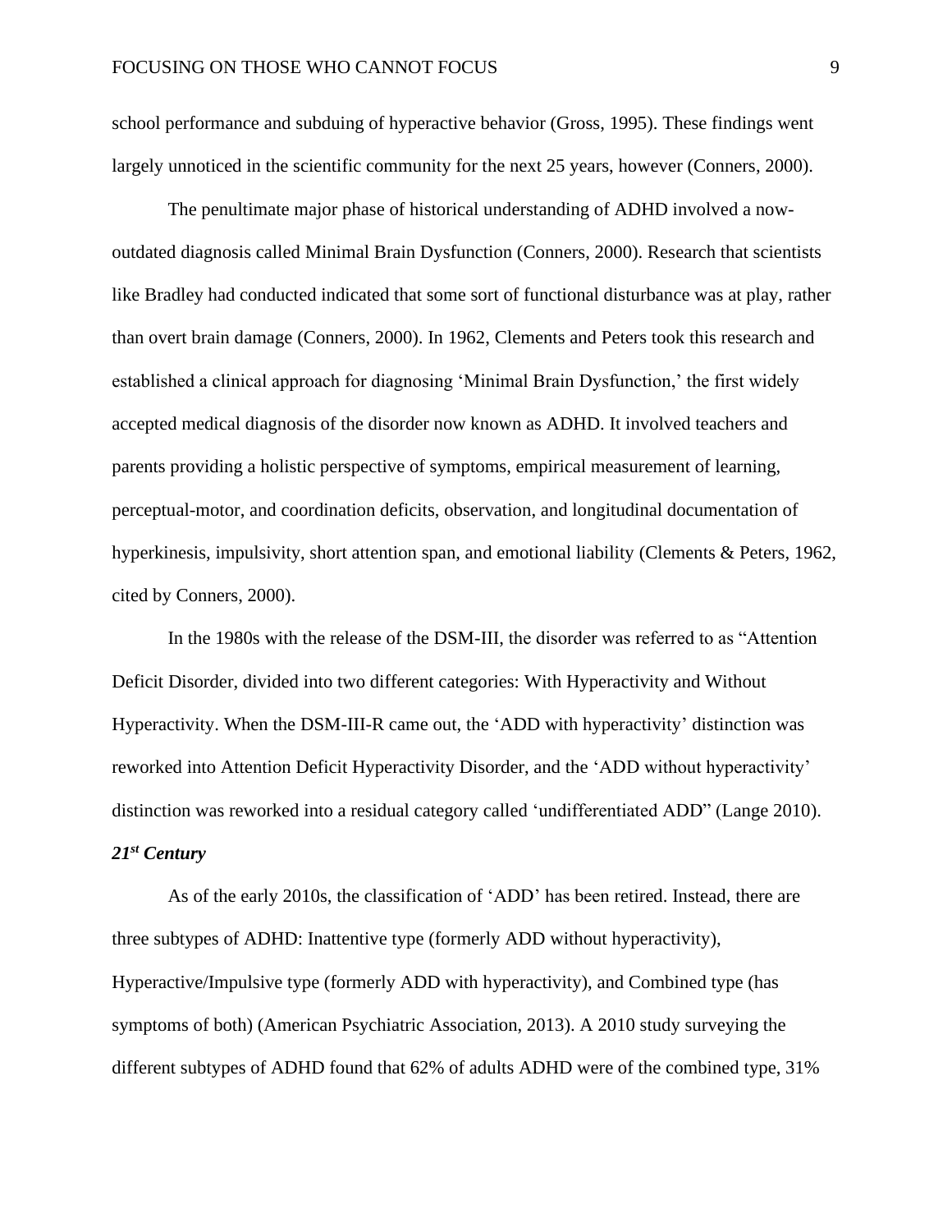school performance and subduing of hyperactive behavior (Gross, 1995). These findings went largely unnoticed in the scientific community for the next 25 years, however (Conners, 2000).

The penultimate major phase of historical understanding of ADHD involved a now-outdated diagnosis called Minimal Brain Dysfunction (Conners, 2000). Research that scientists like Bradley had conducted indicated that some sort of functional disturbance was at play, rather than overt brain damage (Conners, 2000). In 1962, Clements and Peters took this research and established a clinical approach for diagnosing 'Minimal Brain Dysfunction,' the first widely accepted medical diagnosis of the disorder now known as ADHD. It involved teachers and parents providing a holistic perspective of symptoms, empirical measurement of learning, perceptual-motor, and coordination deficits, observation, and longitudinal documentation of hyperkinesis, impulsivity, short attention span, and emotional liability (Clements & Peters, 1962, cited by Conners, 2000).

In the 1980s with the release of the DSM-III, the disorder was referred to as "Attention Deficit Disorder, divided into two different categories: With Hyperactivity and Without Hyperactivity. When the DSM-III-R came out, the 'ADD with hyperactivity' distinction was reworked into Attention Deficit Hyperactivity Disorder, and the 'ADD without hyperactivity' distinction was reworked into a residual category called 'undifferentiated ADD" (Lange 2010).

### *21st Century*

As of the early 2010s, the classification of 'ADD' has been retired. Instead, there are three subtypes of ADHD: Inattentive type (formerly ADD without hyperactivity), Hyperactive/Impulsive type (formerly ADD with hyperactivity), and Combined type (has symptoms of both) (American Psychiatric Association, 2013). A 2010 study surveying the different subtypes of ADHD found that 62% of adults ADHD were of the combined type, 31%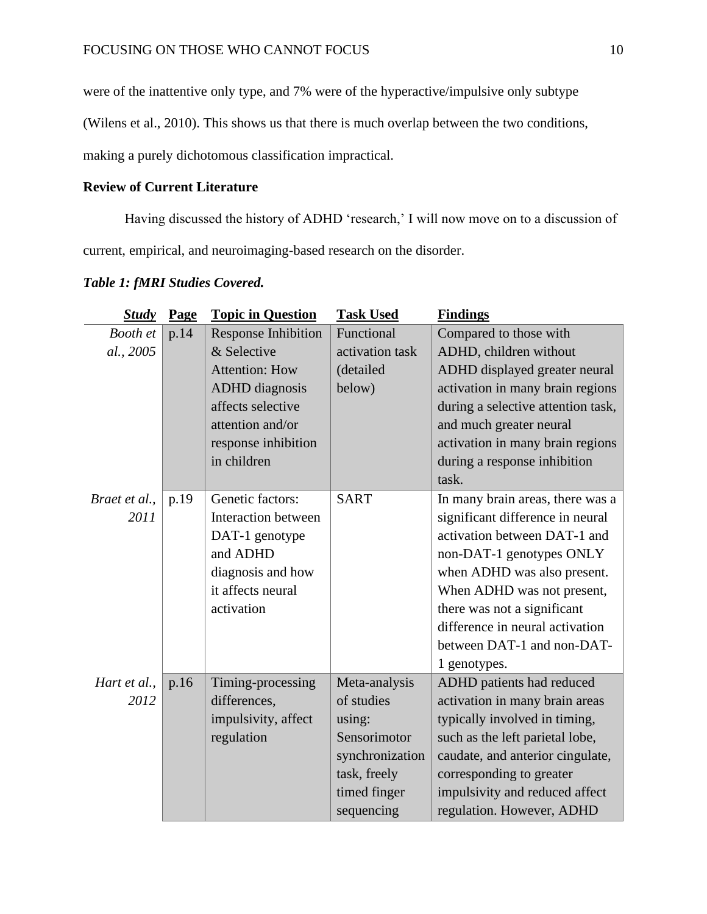were of the inattentive only type, and 7% were of the hyperactive/impulsive only subtype (Wilens et al., 2010). This shows us that there is much overlap between the two conditions, making a purely dichotomous classification impractical.

**Review of Current Literature**

Having discussed the history of ADHD 'research,' I will now move on to a discussion of current, empirical, and neuroimaging-based research on the disorder.

***Table 1: fMRI Studies Covered.***

| ***Study*** | **Page** | **Topic in Question** | **Task Used** | **Findings** |
|---|---|---|---|---|
| *Booth et al., 2005* | p.14 | Response Inhibition & Selective Attention: How ADHD diagnosis affects selective attention and/or response inhibition in children | Functional activation task (detailed below) | Compared to those with ADHD, children without ADHD displayed greater neural activation in many brain regions during a selective attention task, and much greater neural activation in many brain regions during a response inhibition task. |
| *Braet et al., 2011* | p.19 | Genetic factors: Interaction between DAT-1 genotype and ADHD diagnosis and how it affects neural activation | SART | In many brain areas, there was a significant difference in neural activation between DAT-1 and non-DAT-1 genotypes ONLY when ADHD was also present. When ADHD was not present, there was not a significant difference in neural activation between DAT-1 and non-DAT-1 genotypes. |
| *Hart et al., 2012* | p.16 | Timing-processing differences, impulsivity, affect regulation | Meta-analysis of studies using: Sensorimotor synchronization task, freely timed finger sequencing | ADHD patients had reduced activation in many brain areas typically involved in timing, such as the left parietal lobe, caudate, and anterior cingulate, corresponding to greater impulsivity and reduced affect regulation. However, ADHD |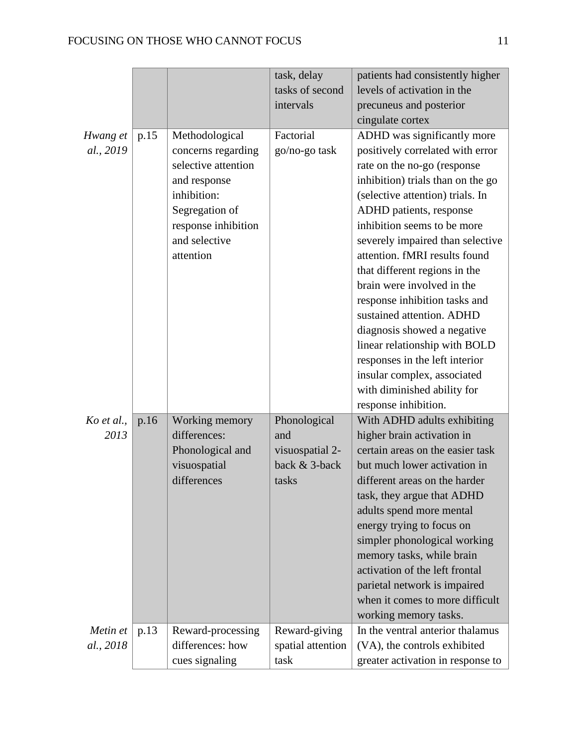| | | | | |
|---|---|---|---|---|
| | | | task, delay tasks of second intervals | patients had consistently higher levels of activation in the precuneus and posterior cingulate cortex |
| *Hwang et al., 2019* | p.15 | Methodological concerns regarding selective attention and response inhibition: Segregation of response inhibition and selective attention | Factorial go/no-go task | ADHD was significantly more positively correlated with error rate on the no-go (response inhibition) trials than on the go (selective attention) trials. In ADHD patients, response inhibition seems to be more severely impaired than selective attention. fMRI results found that different regions in the brain were involved in the response inhibition tasks and sustained attention. ADHD diagnosis showed a negative linear relationship with BOLD responses in the left interior insular complex, associated with diminished ability for response inhibition. |
| *Ko et al., 2013* | p.16 | Working memory differences: Phonological and visuospatial differences | Phonological and visuospatial 2-back & 3-back tasks | With ADHD adults exhibiting higher brain activation in certain areas on the easier task but much lower activation in different areas on the harder task, they argue that ADHD adults spend more mental energy trying to focus on simpler phonological working memory tasks, while brain activation of the left frontal parietal network is impaired when it comes to more difficult working memory tasks. |
| *Metin et al., 2018* | p.13 | Reward-processing differences: how cues signaling | Reward-giving spatial attention task | In the ventral anterior thalamus (VA), the controls exhibited greater activation in response to |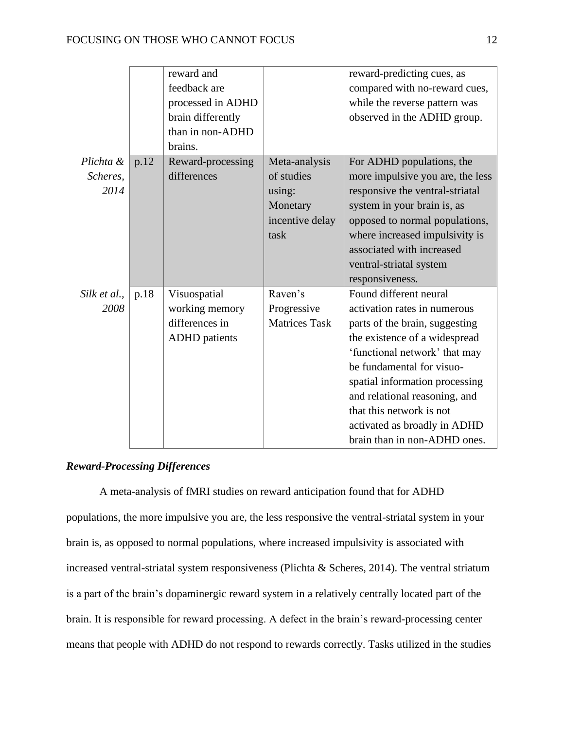| | | | | |
|---|---|---|---|---|
| | | reward and feedback are processed in ADHD brain differently than in non-ADHD brains. | | reward-predicting cues, as compared with no-reward cues, while the reverse pattern was observed in the ADHD group. |
| *Plichta & Scheres, 2014* | p.12 | Reward-processing differences | Meta-analysis of studies using: Monetary incentive delay task | For ADHD populations, the more impulsive you are, the less responsive the ventral-striatal system in your brain is, as opposed to normal populations, where increased impulsivity is associated with increased ventral-striatal system responsiveness. |
| *Silk et al., 2008* | p.18 | Visuospatial working memory differences in ADHD patients | Raven's Progressive Matrices Task | Found different neural activation rates in numerous parts of the brain, suggesting the existence of a widespread 'functional network' that may be fundamental for visuo-spatial information processing and relational reasoning, and that this network is not activated as broadly in ADHD brain than in non-ADHD ones. |

### ***Reward-Processing Differences***

A meta-analysis of fMRI studies on reward anticipation found that for ADHD populations, the more impulsive you are, the less responsive the ventral-striatal system in your brain is, as opposed to normal populations, where increased impulsivity is associated with increased ventral-striatal system responsiveness (Plichta & Scheres, 2014). The ventral striatum is a part of the brain's dopaminergic reward system in a relatively centrally located part of the brain. It is responsible for reward processing. A defect in the brain's reward-processing center means that people with ADHD do not respond to rewards correctly. Tasks utilized in the studies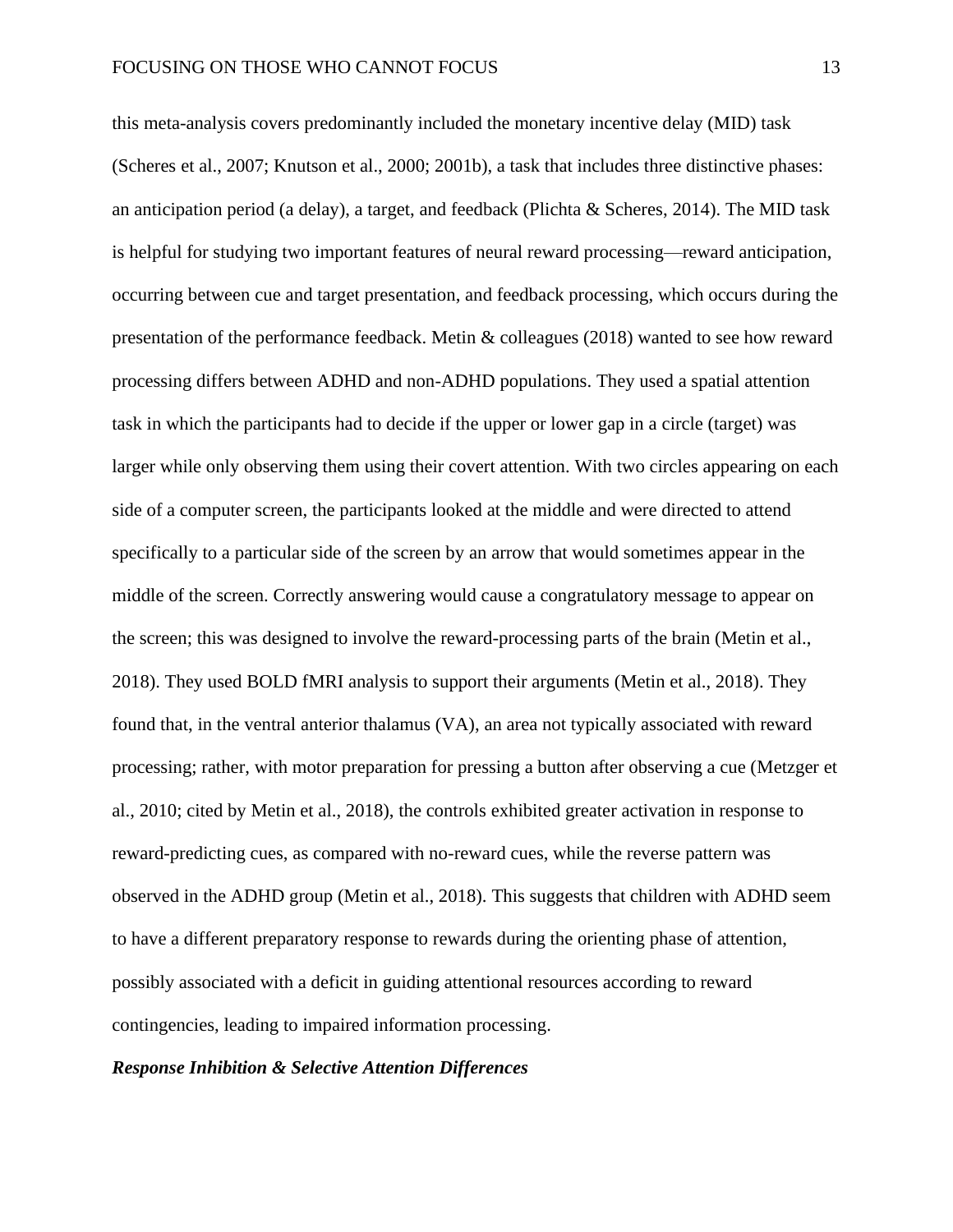this meta-analysis covers predominantly included the monetary incentive delay (MID) task (Scheres et al., 2007; Knutson et al., 2000; 2001b), a task that includes three distinctive phases: an anticipation period (a delay), a target, and feedback (Plichta & Scheres, 2014). The MID task is helpful for studying two important features of neural reward processing—reward anticipation, occurring between cue and target presentation, and feedback processing, which occurs during the presentation of the performance feedback. Metin & colleagues (2018) wanted to see how reward processing differs between ADHD and non-ADHD populations. They used a spatial attention task in which the participants had to decide if the upper or lower gap in a circle (target) was larger while only observing them using their covert attention. With two circles appearing on each side of a computer screen, the participants looked at the middle and were directed to attend specifically to a particular side of the screen by an arrow that would sometimes appear in the middle of the screen. Correctly answering would cause a congratulatory message to appear on the screen; this was designed to involve the reward-processing parts of the brain (Metin et al., 2018). They used BOLD fMRI analysis to support their arguments (Metin et al., 2018). They found that, in the ventral anterior thalamus (VA), an area not typically associated with reward processing; rather, with motor preparation for pressing a button after observing a cue (Metzger et al., 2010; cited by Metin et al., 2018), the controls exhibited greater activation in response to reward-predicting cues, as compared with no-reward cues, while the reverse pattern was observed in the ADHD group (Metin et al., 2018). This suggests that children with ADHD seem to have a different preparatory response to rewards during the orienting phase of attention, possibly associated with a deficit in guiding attentional resources according to reward contingencies, leading to impaired information processing.

***Response Inhibition & Selective Attention Differences***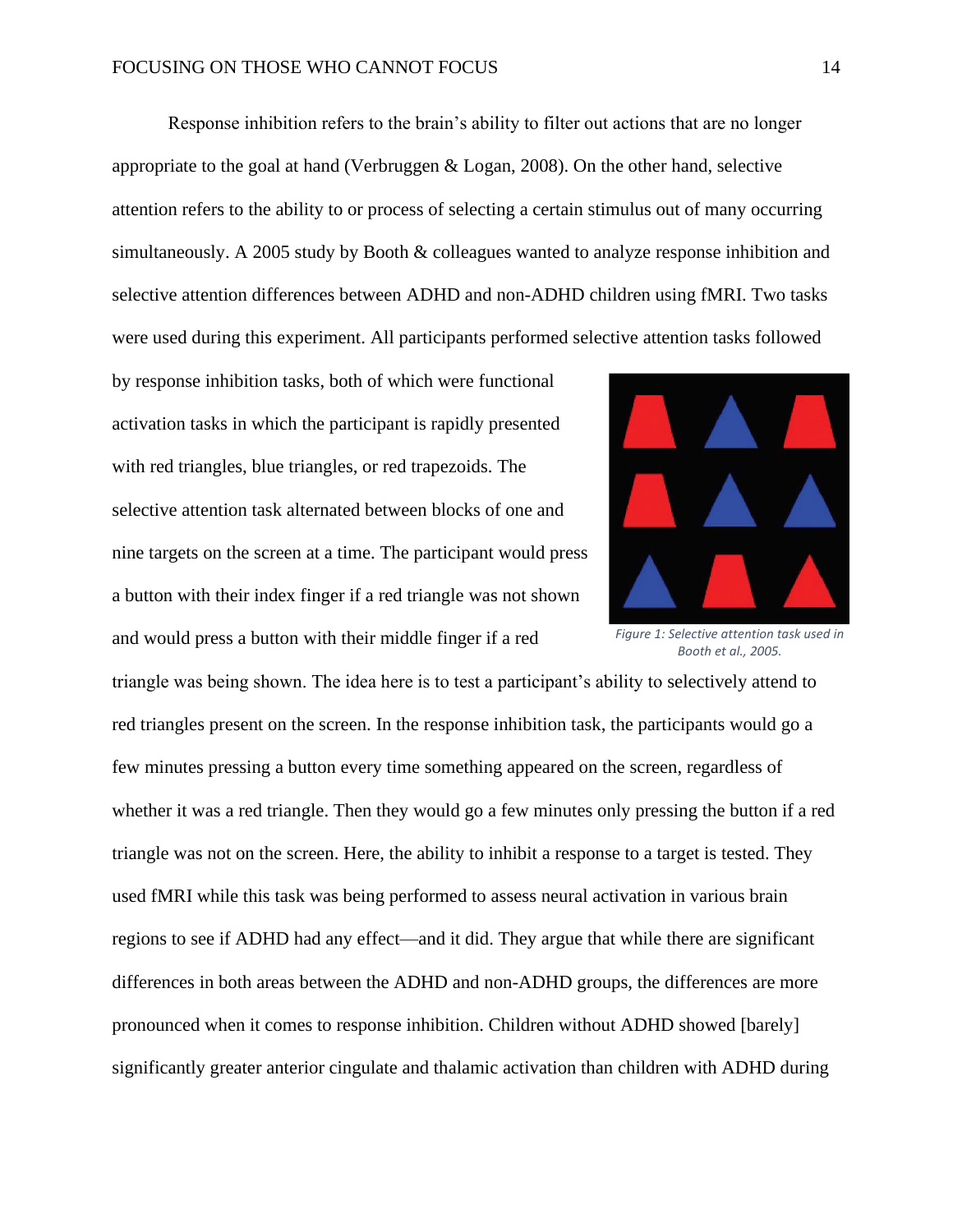Response inhibition refers to the brain's ability to filter out actions that are no longer appropriate to the goal at hand (Verbruggen & Logan, 2008). On the other hand, selective attention refers to the ability to or process of selecting a certain stimulus out of many occurring simultaneously. A 2005 study by Booth & colleagues wanted to analyze response inhibition and selective attention differences between ADHD and non-ADHD children using fMRI. Two tasks were used during this experiment. All participants performed selective attention tasks followed by response inhibition tasks, both of which were functional activation tasks in which the participant is rapidly presented with red triangles, blue triangles, or red trapezoids. The selective attention task alternated between blocks of one and nine targets on the screen at a time. The participant would press a button with their index finger if a red triangle was not shown and would press a button with their middle finger if a red triangle was being shown. The idea here is to test a participant's ability to selectively attend to red triangles present on the screen. In the response inhibition task, the participants would go a few minutes pressing a button every time something appeared on the screen, regardless of whether it was a red triangle. Then they would go a few minutes only pressing the button if a red triangle was not on the screen. Here, the ability to inhibit a response to a target is tested. They used fMRI while this task was being performed to assess neural activation in various brain regions to see if ADHD had any effect—and it did. They argue that while there are significant differences in both areas between the ADHD and non-ADHD groups, the differences are more pronounced when it comes to response inhibition. Children without ADHD showed [barely] significantly greater anterior cingulate and thalamic activation than children with ADHD during

*Figure 1: Selective attention task used in Booth et al., 2005.*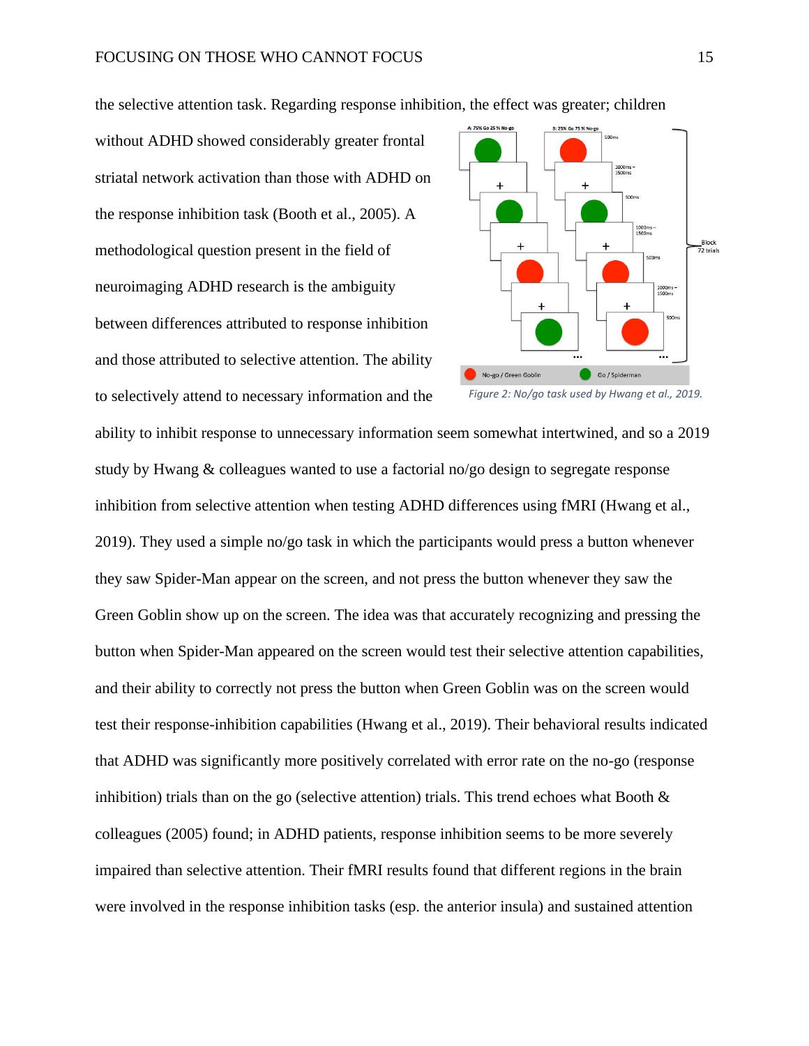the selective attention task. Regarding response inhibition, the effect was greater; children without ADHD showed considerably greater frontal striatal network activation than those with ADHD on the response inhibition task (Booth et al., 2005). A methodological question present in the field of neuroimaging ADHD research is the ambiguity between differences attributed to response inhibition and those attributed to selective attention. The ability to selectively attend to necessary information and the ability to inhibit response to unnecessary information seem somewhat intertwined, and so a 2019 study by Hwang & colleagues wanted to use a factorial no/go design to segregate response inhibition from selective attention when testing ADHD differences using fMRI (Hwang et al., 2019). They used a simple no/go task in which the participants would press a button whenever they saw Spider-Man appear on the screen, and not press the button whenever they saw the Green Goblin show up on the screen. The idea was that accurately recognizing and pressing the button when Spider-Man appeared on the screen would test their selective attention capabilities, and their ability to correctly not press the button when Green Goblin was on the screen would test their response-inhibition capabilities (Hwang et al., 2019). Their behavioral results indicated that ADHD was significantly more positively correlated with error rate on the no-go (response inhibition) trials than on the go (selective attention) trials. This trend echoes what Booth & colleagues (2005) found; in ADHD patients, response inhibition seems to be more severely impaired than selective attention. Their fMRI results found that different regions in the brain were involved in the response inhibition tasks (esp. the anterior insula) and sustained attention

*Figure 2: No/go task used by Hwang et al., 2019.*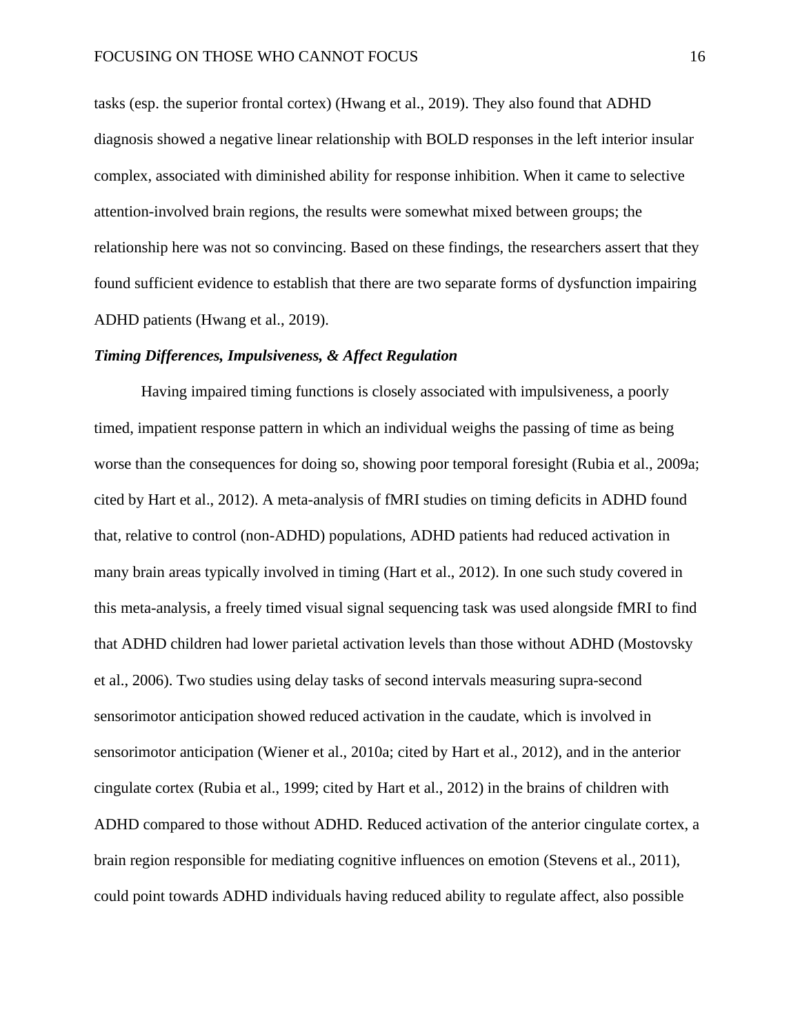tasks (esp. the superior frontal cortex) (Hwang et al., 2019). They also found that ADHD diagnosis showed a negative linear relationship with BOLD responses in the left interior insular complex, associated with diminished ability for response inhibition. When it came to selective attention-involved brain regions, the results were somewhat mixed between groups; the relationship here was not so convincing. Based on these findings, the researchers assert that they found sufficient evidence to establish that there are two separate forms of dysfunction impairing ADHD patients (Hwang et al., 2019).

### ***Timing Differences, Impulsiveness, & Affect Regulation***

Having impaired timing functions is closely associated with impulsiveness, a poorly timed, impatient response pattern in which an individual weighs the passing of time as being worse than the consequences for doing so, showing poor temporal foresight (Rubia et al., 2009a; cited by Hart et al., 2012). A meta-analysis of fMRI studies on timing deficits in ADHD found that, relative to control (non-ADHD) populations, ADHD patients had reduced activation in many brain areas typically involved in timing (Hart et al., 2012). In one such study covered in this meta-analysis, a freely timed visual signal sequencing task was used alongside fMRI to find that ADHD children had lower parietal activation levels than those without ADHD (Mostovsky et al., 2006). Two studies using delay tasks of second intervals measuring supra-second sensorimotor anticipation showed reduced activation in the caudate, which is involved in sensorimotor anticipation (Wiener et al., 2010a; cited by Hart et al., 2012), and in the anterior cingulate cortex (Rubia et al., 1999; cited by Hart et al., 2012) in the brains of children with ADHD compared to those without ADHD. Reduced activation of the anterior cingulate cortex, a brain region responsible for mediating cognitive influences on emotion (Stevens et al., 2011), could point towards ADHD individuals having reduced ability to regulate affect, also possible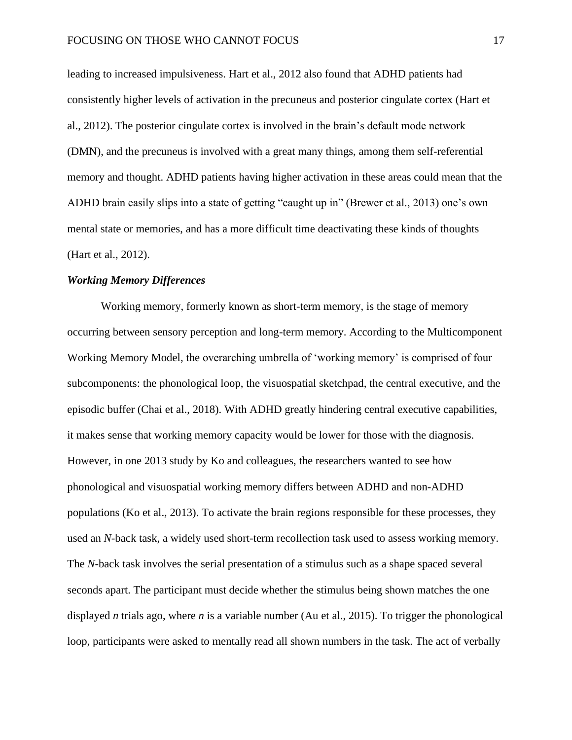leading to increased impulsiveness. Hart et al., 2012 also found that ADHD patients had consistently higher levels of activation in the precuneus and posterior cingulate cortex (Hart et al., 2012). The posterior cingulate cortex is involved in the brain's default mode network (DMN), and the precuneus is involved with a great many things, among them self-referential memory and thought. ADHD patients having higher activation in these areas could mean that the ADHD brain easily slips into a state of getting "caught up in" (Brewer et al., 2013) one's own mental state or memories, and has a more difficult time deactivating these kinds of thoughts (Hart et al., 2012).

### ***Working Memory Differences***

Working memory, formerly known as short-term memory, is the stage of memory occurring between sensory perception and long-term memory. According to the Multicomponent Working Memory Model, the overarching umbrella of 'working memory' is comprised of four subcomponents: the phonological loop, the visuospatial sketchpad, the central executive, and the episodic buffer (Chai et al., 2018). With ADHD greatly hindering central executive capabilities, it makes sense that working memory capacity would be lower for those with the diagnosis. However, in one 2013 study by Ko and colleagues, the researchers wanted to see how phonological and visuospatial working memory differs between ADHD and non-ADHD populations (Ko et al., 2013). To activate the brain regions responsible for these processes, they used an *N*-back task, a widely used short-term recollection task used to assess working memory. The *N*-back task involves the serial presentation of a stimulus such as a shape spaced several seconds apart. The participant must decide whether the stimulus being shown matches the one displayed *n* trials ago, where *n* is a variable number (Au et al., 2015). To trigger the phonological loop, participants were asked to mentally read all shown numbers in the task. The act of verbally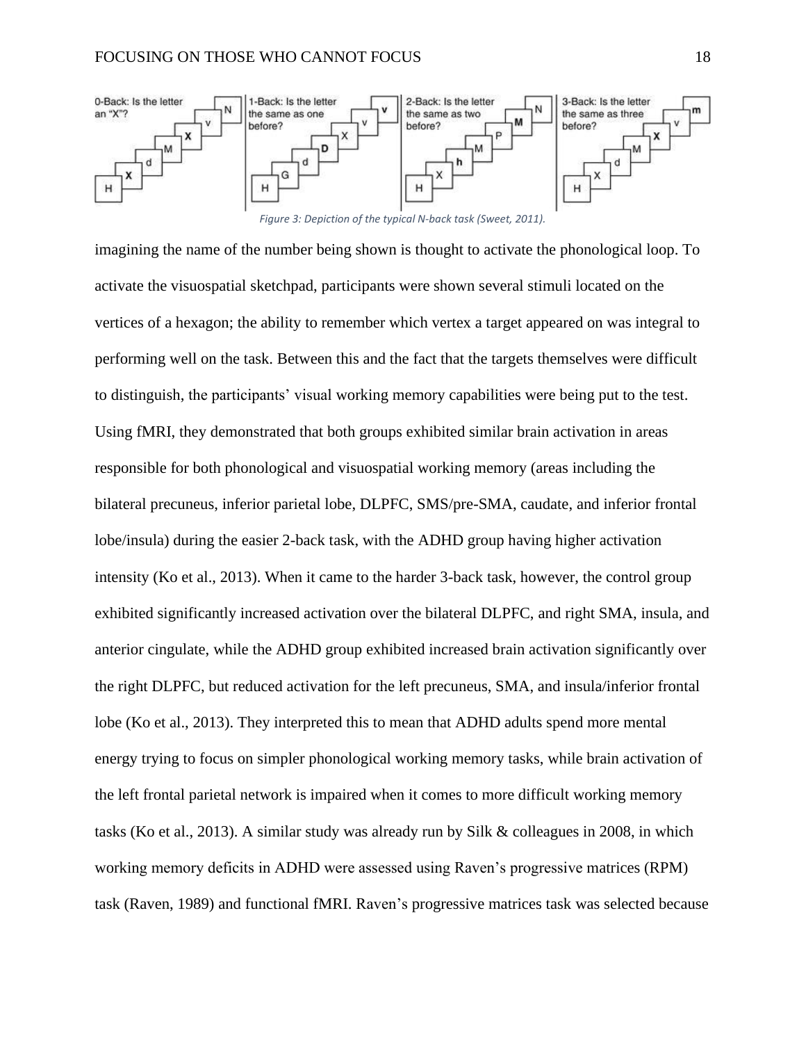Figure 3: Depiction of the typical N-back task (Sweet, 2011).

imagining the name of the number being shown is thought to activate the phonological loop. To activate the visuospatial sketchpad, participants were shown several stimuli located on the vertices of a hexagon; the ability to remember which vertex a target appeared on was integral to performing well on the task. Between this and the fact that the targets themselves were difficult to distinguish, the participants' visual working memory capabilities were being put to the test. Using fMRI, they demonstrated that both groups exhibited similar brain activation in areas responsible for both phonological and visuospatial working memory (areas including the bilateral precuneus, inferior parietal lobe, DLPFC, SMS/pre-SMA, caudate, and inferior frontal lobe/insula) during the easier 2-back task, with the ADHD group having higher activation intensity (Ko et al., 2013). When it came to the harder 3-back task, however, the control group exhibited significantly increased activation over the bilateral DLPFC, and right SMA, insula, and anterior cingulate, while the ADHD group exhibited increased brain activation significantly over the right DLPFC, but reduced activation for the left precuneus, SMA, and insula/inferior frontal lobe (Ko et al., 2013). They interpreted this to mean that ADHD adults spend more mental energy trying to focus on simpler phonological working memory tasks, while brain activation of the left frontal parietal network is impaired when it comes to more difficult working memory tasks (Ko et al., 2013). A similar study was already run by Silk & colleagues in 2008, in which working memory deficits in ADHD were assessed using Raven's progressive matrices (RPM) task (Raven, 1989) and functional fMRI. Raven's progressive matrices task was selected because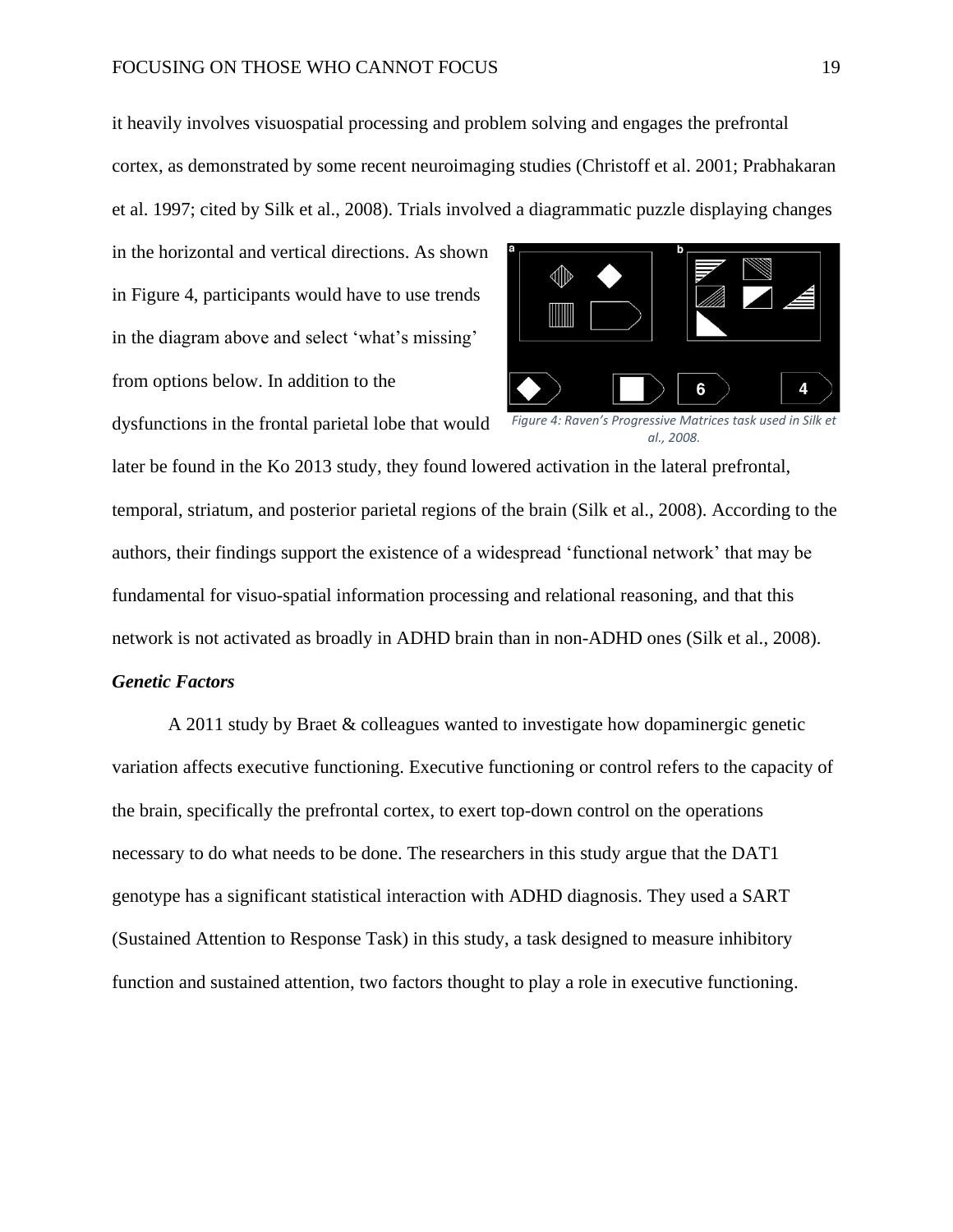it heavily involves visuospatial processing and problem solving and engages the prefrontal cortex, as demonstrated by some recent neuroimaging studies (Christoff et al. 2001; Prabhakaran et al. 1997; cited by Silk et al., 2008). Trials involved a diagrammatic puzzle displaying changes in the horizontal and vertical directions. As shown in Figure 4, participants would have to use trends in the diagram above and select 'what's missing' from options below. In addition to the dysfunctions in the frontal parietal lobe that would later be found in the Ko 2013 study, they found lowered activation in the lateral prefrontal, temporal, striatum, and posterior parietal regions of the brain (Silk et al., 2008). According to the authors, their findings support the existence of a widespread 'functional network' that may be fundamental for visuo-spatial information processing and relational reasoning, and that this network is not activated as broadly in ADHD brain than in non-ADHD ones (Silk et al., 2008).

*Figure 4: Raven's Progressive Matrices task used in Silk et al., 2008.*

***Genetic Factors***

A 2011 study by Braet & colleagues wanted to investigate how dopaminergic genetic variation affects executive functioning. Executive functioning or control refers to the capacity of the brain, specifically the prefrontal cortex, to exert top-down control on the operations necessary to do what needs to be done. The researchers in this study argue that the DAT1 genotype has a significant statistical interaction with ADHD diagnosis. They used a SART (Sustained Attention to Response Task) in this study, a task designed to measure inhibitory function and sustained attention, two factors thought to play a role in executive functioning.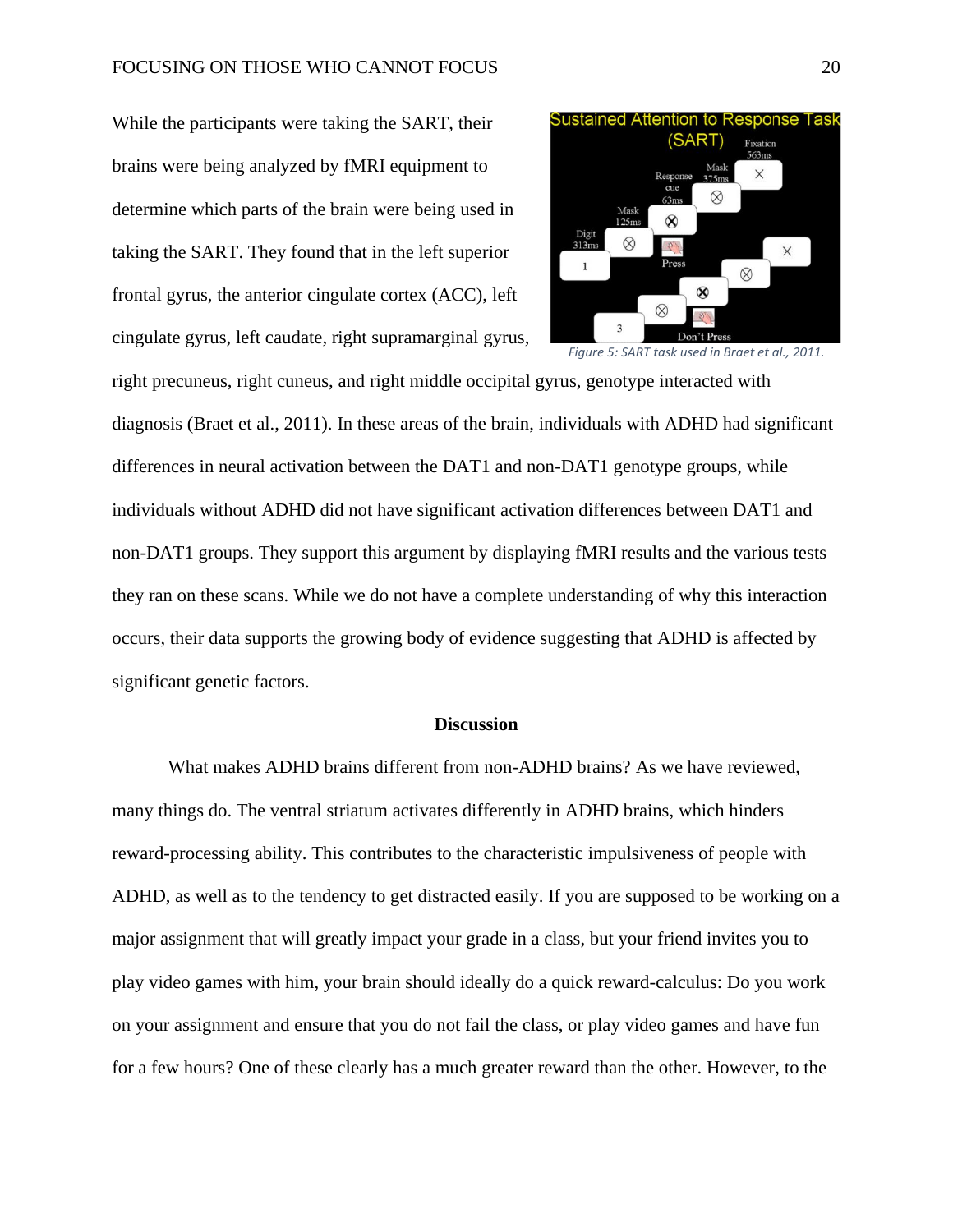While the participants were taking the SART, their brains were being analyzed by fMRI equipment to determine which parts of the brain were being used in taking the SART. They found that in the left superior frontal gyrus, the anterior cingulate cortex (ACC), left cingulate gyrus, left caudate, right supramarginal gyrus, right precuneus, right cuneus, and right middle occipital gyrus, genotype interacted with diagnosis (Braet et al., 2011). In these areas of the brain, individuals with ADHD had significant differences in neural activation between the DAT1 and non-DAT1 genotype groups, while individuals without ADHD did not have significant activation differences between DAT1 and non-DAT1 groups. They support this argument by displaying fMRI results and the various tests they ran on these scans. While we do not have a complete understanding of why this interaction occurs, their data supports the growing body of evidence suggesting that ADHD is affected by significant genetic factors.

*Figure 5: SART task used in Braet et al., 2011.*

## Discussion

What makes ADHD brains different from non-ADHD brains? As we have reviewed, many things do. The ventral striatum activates differently in ADHD brains, which hinders reward-processing ability. This contributes to the characteristic impulsiveness of people with ADHD, as well as to the tendency to get distracted easily. If you are supposed to be working on a major assignment that will greatly impact your grade in a class, but your friend invites you to play video games with him, your brain should ideally do a quick reward-calculus: Do you work on your assignment and ensure that you do not fail the class, or play video games and have fun for a few hours? One of these clearly has a much greater reward than the other. However, to the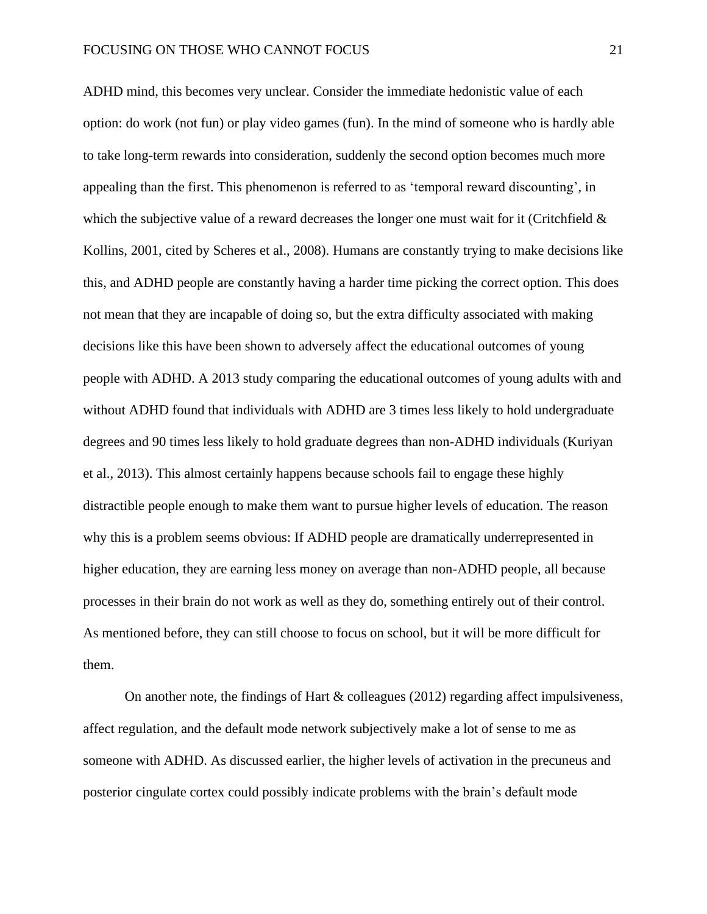ADHD mind, this becomes very unclear. Consider the immediate hedonistic value of each option: do work (not fun) or play video games (fun). In the mind of someone who is hardly able to take long-term rewards into consideration, suddenly the second option becomes much more appealing than the first. This phenomenon is referred to as 'temporal reward discounting', in which the subjective value of a reward decreases the longer one must wait for it (Critchfield & Kollins, 2001, cited by Scheres et al., 2008). Humans are constantly trying to make decisions like this, and ADHD people are constantly having a harder time picking the correct option. This does not mean that they are incapable of doing so, but the extra difficulty associated with making decisions like this have been shown to adversely affect the educational outcomes of young people with ADHD. A 2013 study comparing the educational outcomes of young adults with and without ADHD found that individuals with ADHD are 3 times less likely to hold undergraduate degrees and 90 times less likely to hold graduate degrees than non-ADHD individuals (Kuriyan et al., 2013). This almost certainly happens because schools fail to engage these highly distractible people enough to make them want to pursue higher levels of education. The reason why this is a problem seems obvious: If ADHD people are dramatically underrepresented in higher education, they are earning less money on average than non-ADHD people, all because processes in their brain do not work as well as they do, something entirely out of their control. As mentioned before, they can still choose to focus on school, but it will be more difficult for them.

On another note, the findings of Hart & colleagues (2012) regarding affect impulsiveness, affect regulation, and the default mode network subjectively make a lot of sense to me as someone with ADHD. As discussed earlier, the higher levels of activation in the precuneus and posterior cingulate cortex could possibly indicate problems with the brain's default mode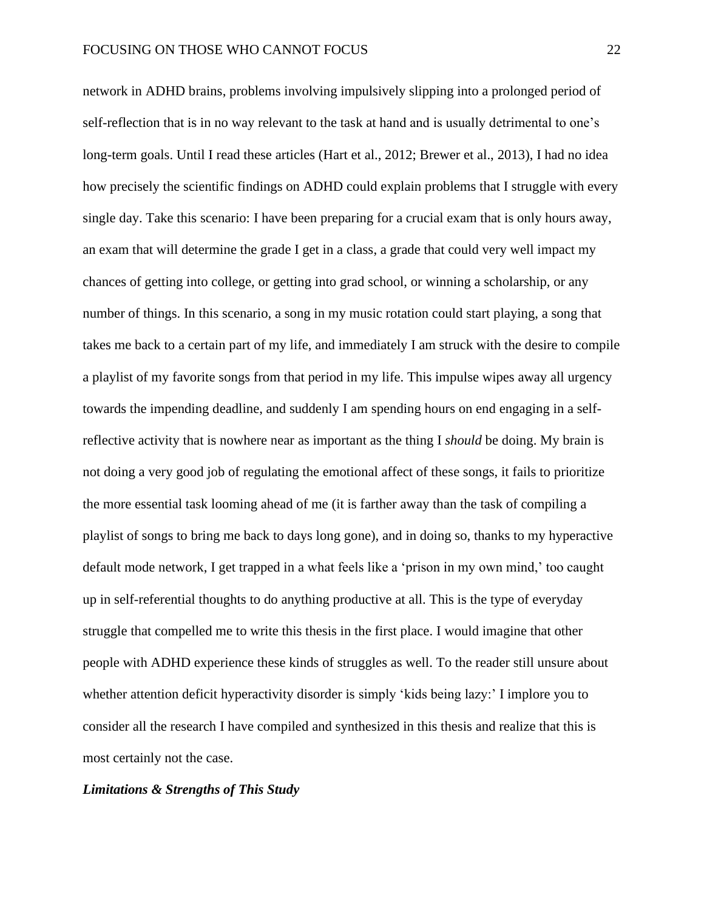network in ADHD brains, problems involving impulsively slipping into a prolonged period of self-reflection that is in no way relevant to the task at hand and is usually detrimental to one's long-term goals. Until I read these articles (Hart et al., 2012; Brewer et al., 2013), I had no idea how precisely the scientific findings on ADHD could explain problems that I struggle with every single day. Take this scenario: I have been preparing for a crucial exam that is only hours away, an exam that will determine the grade I get in a class, a grade that could very well impact my chances of getting into college, or getting into grad school, or winning a scholarship, or any number of things. In this scenario, a song in my music rotation could start playing, a song that takes me back to a certain part of my life, and immediately I am struck with the desire to compile a playlist of my favorite songs from that period in my life. This impulse wipes away all urgency towards the impending deadline, and suddenly I am spending hours on end engaging in a self-reflective activity that is nowhere near as important as the thing I *should* be doing. My brain is not doing a very good job of regulating the emotional affect of these songs, it fails to prioritize the more essential task looming ahead of me (it is farther away than the task of compiling a playlist of songs to bring me back to days long gone), and in doing so, thanks to my hyperactive default mode network, I get trapped in a what feels like a 'prison in my own mind,' too caught up in self-referential thoughts to do anything productive at all. This is the type of everyday struggle that compelled me to write this thesis in the first place. I would imagine that other people with ADHD experience these kinds of struggles as well. To the reader still unsure about whether attention deficit hyperactivity disorder is simply 'kids being lazy:' I implore you to consider all the research I have compiled and synthesized in this thesis and realize that this is most certainly not the case.

### ***Limitations & Strengths of This Study***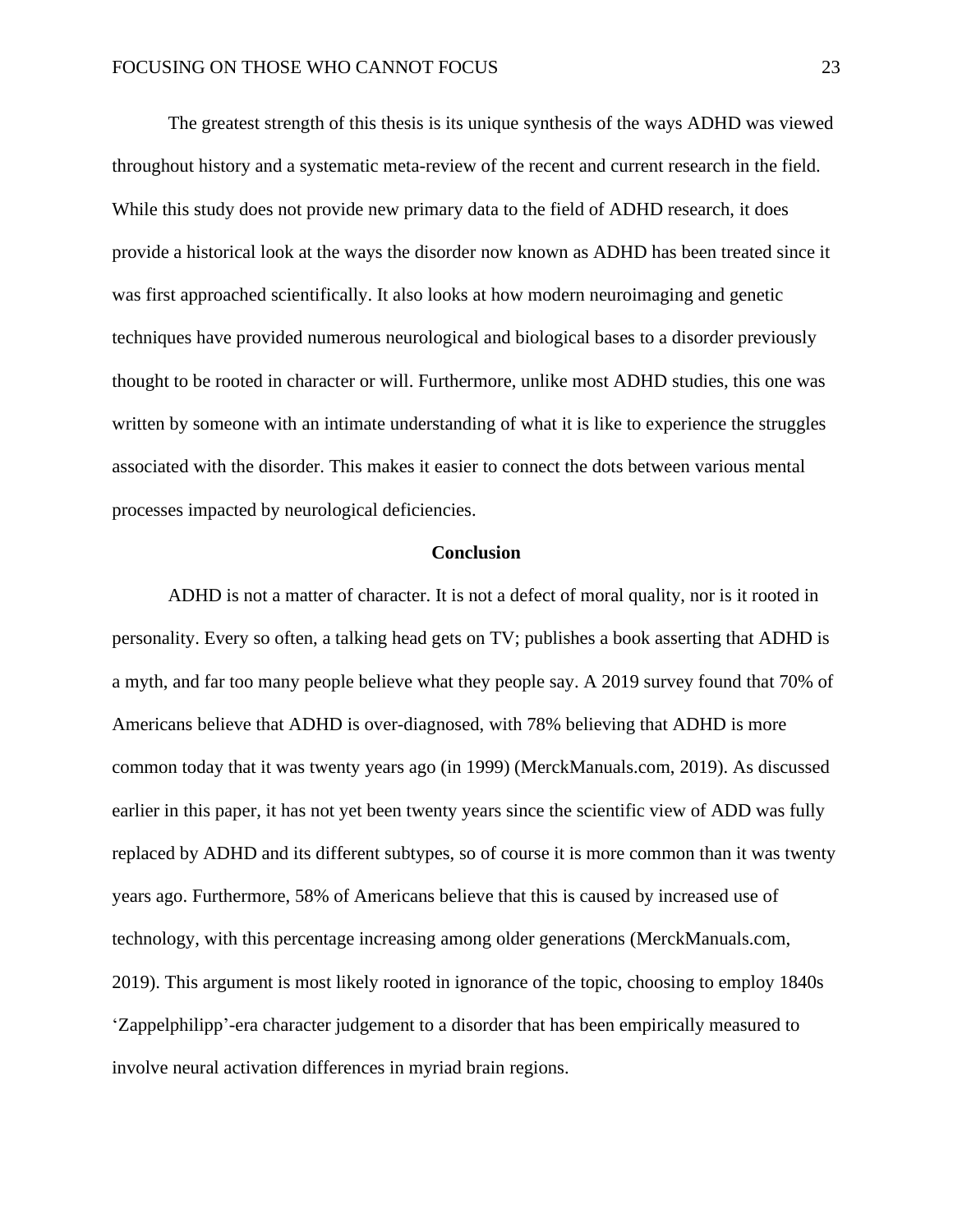The greatest strength of this thesis is its unique synthesis of the ways ADHD was viewed throughout history and a systematic meta-review of the recent and current research in the field. While this study does not provide new primary data to the field of ADHD research, it does provide a historical look at the ways the disorder now known as ADHD has been treated since it was first approached scientifically. It also looks at how modern neuroimaging and genetic techniques have provided numerous neurological and biological bases to a disorder previously thought to be rooted in character or will. Furthermore, unlike most ADHD studies, this one was written by someone with an intimate understanding of what it is like to experience the struggles associated with the disorder. This makes it easier to connect the dots between various mental processes impacted by neurological deficiencies.

## Conclusion

ADHD is not a matter of character. It is not a defect of moral quality, nor is it rooted in personality. Every so often, a talking head gets on TV; publishes a book asserting that ADHD is a myth, and far too many people believe what they people say. A 2019 survey found that 70% of Americans believe that ADHD is over-diagnosed, with 78% believing that ADHD is more common today that it was twenty years ago (in 1999) (MerckManuals.com, 2019). As discussed earlier in this paper, it has not yet been twenty years since the scientific view of ADD was fully replaced by ADHD and its different subtypes, so of course it is more common than it was twenty years ago. Furthermore, 58% of Americans believe that this is caused by increased use of technology, with this percentage increasing among older generations (MerckManuals.com, 2019). This argument is most likely rooted in ignorance of the topic, choosing to employ 1840s 'Zappelphilipp'-era character judgement to a disorder that has been empirically measured to involve neural activation differences in myriad brain regions.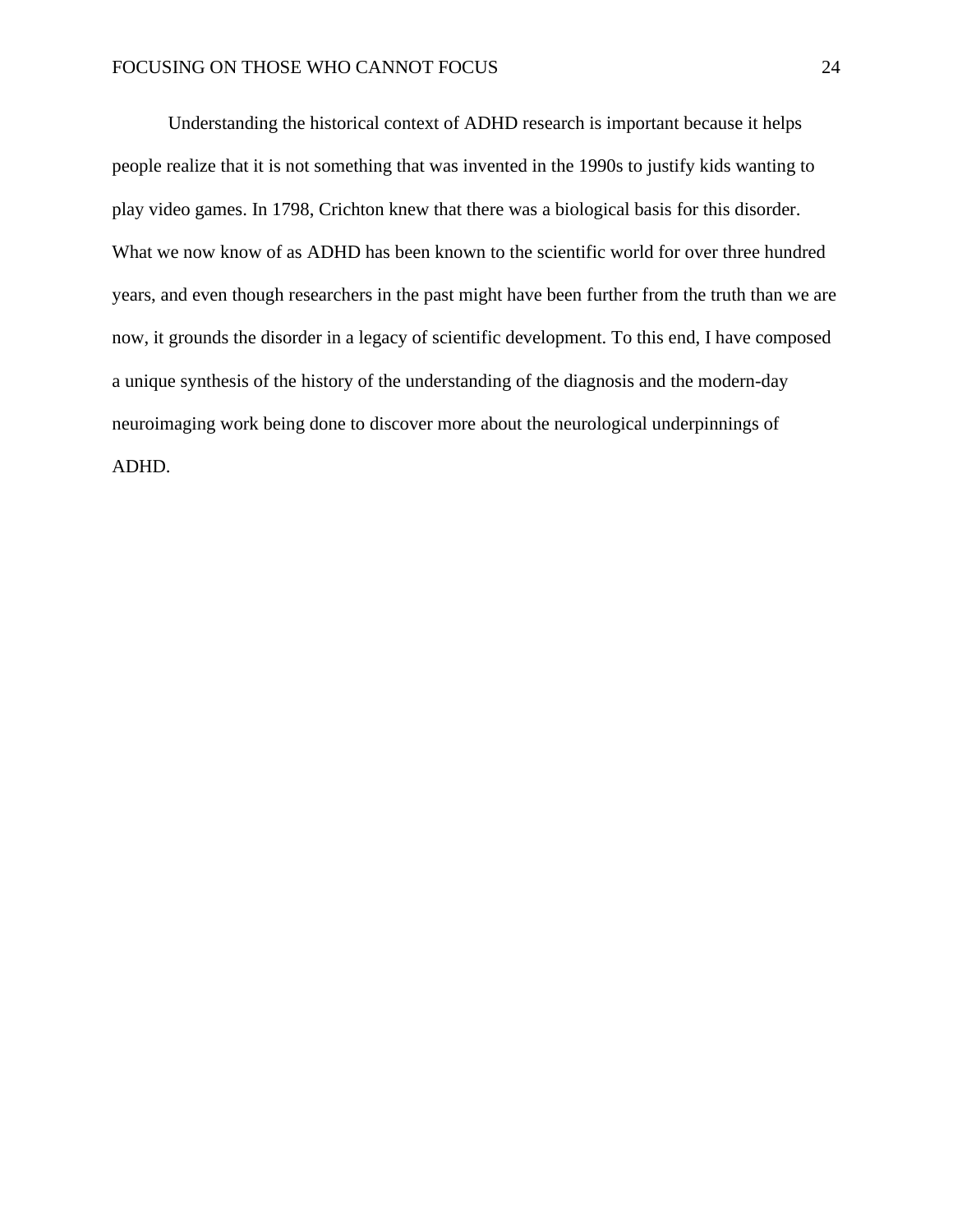Understanding the historical context of ADHD research is important because it helps people realize that it is not something that was invented in the 1990s to justify kids wanting to play video games. In 1798, Crichton knew that there was a biological basis for this disorder. What we now know of as ADHD has been known to the scientific world for over three hundred years, and even though researchers in the past might have been further from the truth than we are now, it grounds the disorder in a legacy of scientific development. To this end, I have composed a unique synthesis of the history of the understanding of the diagnosis and the modern-day neuroimaging work being done to discover more about the neurological underpinnings of ADHD.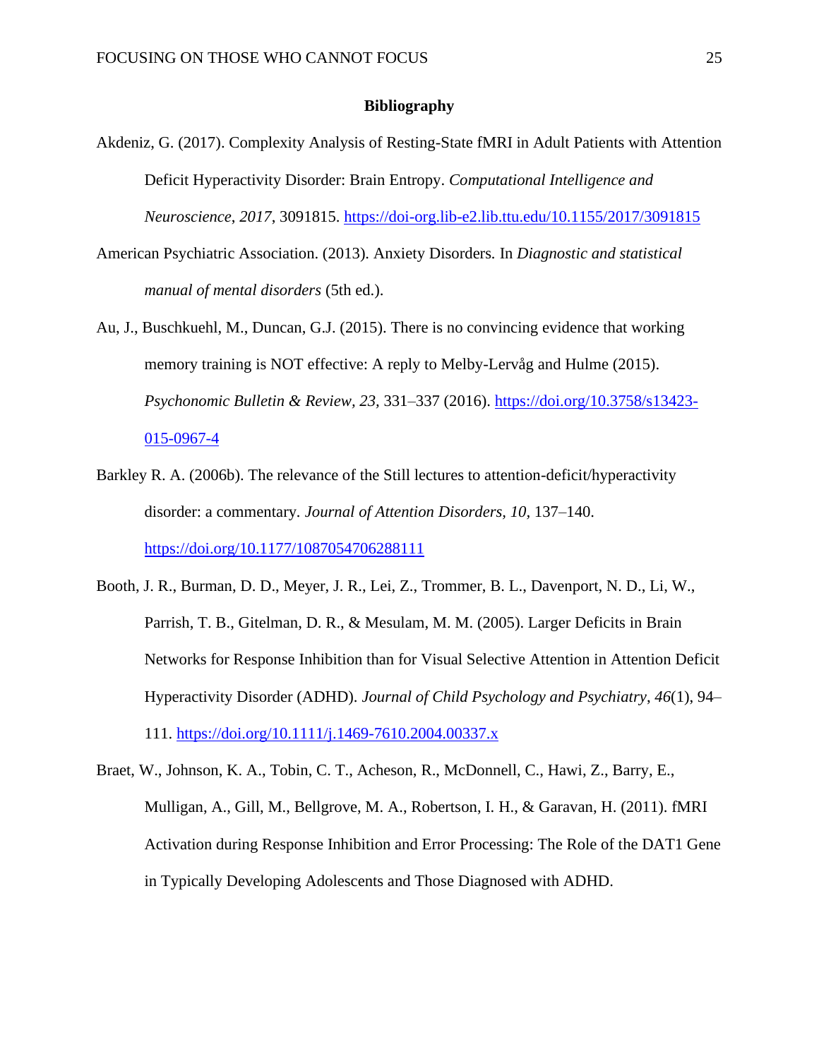**Bibliography**

Akdeniz, G. (2017). Complexity Analysis of Resting-State fMRI in Adult Patients with Attention Deficit Hyperactivity Disorder: Brain Entropy. *Computational Intelligence and Neuroscience*, *2017*, 3091815. https://doi-org.lib-e2.lib.ttu.edu/10.1155/2017/3091815

American Psychiatric Association. (2013). Anxiety Disorders. In *Diagnostic and statistical manual of mental disorders* (5th ed.).

Au, J., Buschkuehl, M., Duncan, G.J. (2015). There is no convincing evidence that working memory training is NOT effective: A reply to Melby-Lervåg and Hulme (2015). *Psychonomic Bulletin & Review, 23,* 331–337 (2016). https://doi.org/10.3758/s13423-015-0967-4

Barkley R. A. (2006b). The relevance of the Still lectures to attention-deficit/hyperactivity disorder: a commentary. *Journal of Attention Disorders, 10,* 137–140. https://doi.org/10.1177/1087054706288111

Booth, J. R., Burman, D. D., Meyer, J. R., Lei, Z., Trommer, B. L., Davenport, N. D., Li, W., Parrish, T. B., Gitelman, D. R., & Mesulam, M. M. (2005). Larger Deficits in Brain Networks for Response Inhibition than for Visual Selective Attention in Attention Deficit Hyperactivity Disorder (ADHD). *Journal of Child Psychology and Psychiatry*, *46*(1), 94–111. https://doi.org/10.1111/j.1469-7610.2004.00337.x

Braet, W., Johnson, K. A., Tobin, C. T., Acheson, R., McDonnell, C., Hawi, Z., Barry, E., Mulligan, A., Gill, M., Bellgrove, M. A., Robertson, I. H., & Garavan, H. (2011). fMRI Activation during Response Inhibition and Error Processing: The Role of the DAT1 Gene in Typically Developing Adolescents and Those Diagnosed with ADHD.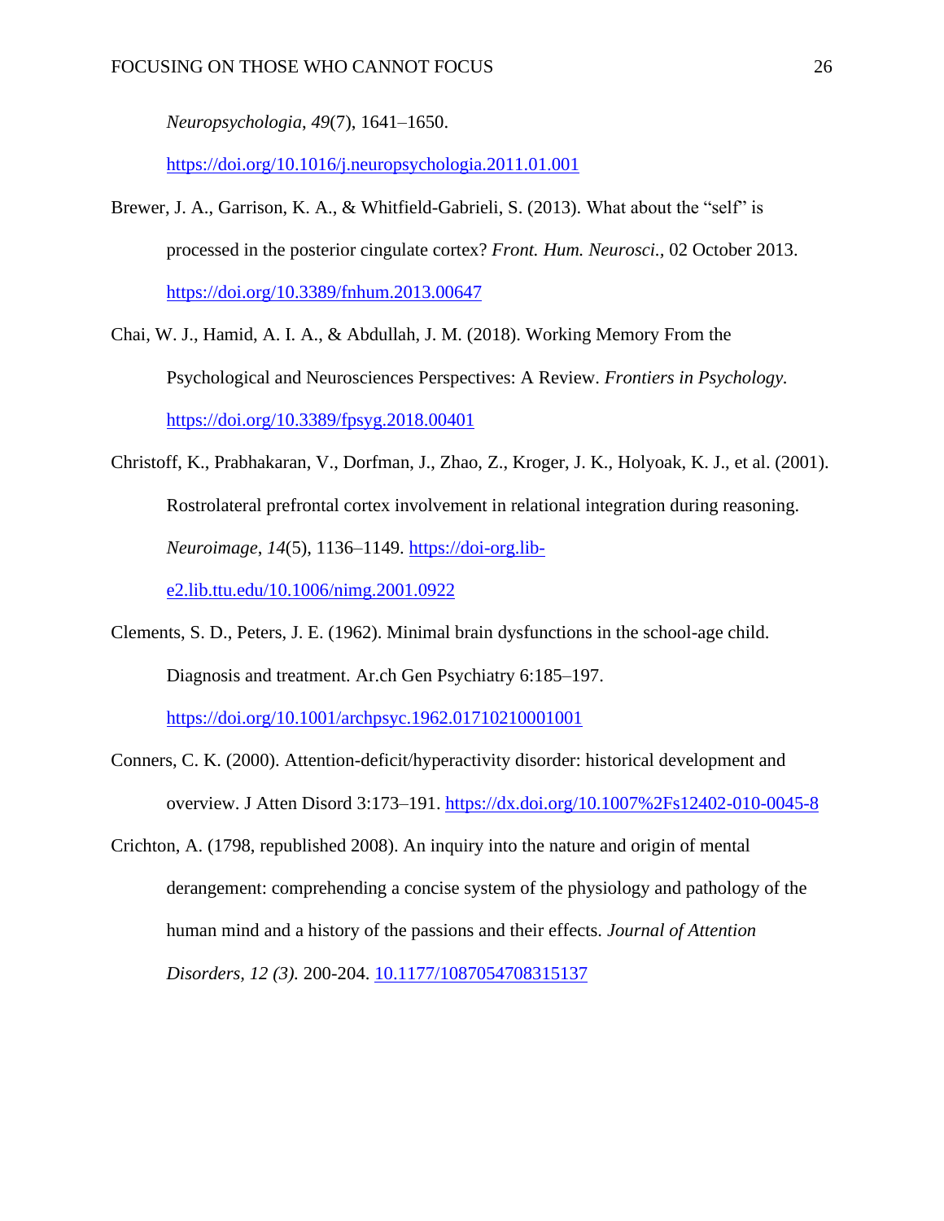*Neuropsychologia*, *49*(7), 1641–1650. https://doi.org/10.1016/j.neuropsychologia.2011.01.001

Brewer, J. A., Garrison, K. A., & Whitfield-Gabrieli, S. (2013). What about the "self" is processed in the posterior cingulate cortex? *Front. Hum. Neurosci.*, 02 October 2013. https://doi.org/10.3389/fnhum.2013.00647

Chai, W. J., Hamid, A. I. A., & Abdullah, J. M. (2018). Working Memory From the Psychological and Neurosciences Perspectives: A Review. *Frontiers in Psychology*. https://doi.org/10.3389/fpsyg.2018.00401

Christoff, K., Prabhakaran, V., Dorfman, J., Zhao, Z., Kroger, J. K., Holyoak, K. J., et al. (2001). Rostrolateral prefrontal cortex involvement in relational integration during reasoning. *Neuroimage*, *14*(5), 1136–1149. https://doi-org.lib-e2.lib.ttu.edu/10.1006/nimg.2001.0922

Clements, S. D., Peters, J. E. (1962). Minimal brain dysfunctions in the school-age child. Diagnosis and treatment. Ar.ch Gen Psychiatry 6:185–197. https://doi.org/10.1001/archpsyc.1962.01710210001001

Conners, C. K. (2000). Attention-deficit/hyperactivity disorder: historical development and overview. J Atten Disord 3:173–191. https://dx.doi.org/10.1007%2Fs12402-010-0045-8

Crichton, A. (1798, republished 2008). An inquiry into the nature and origin of mental derangement: comprehending a concise system of the physiology and pathology of the human mind and a history of the passions and their effects. *Journal of Attention Disorders*, *12 (3).* 200-204. 10.1177/1087054708315137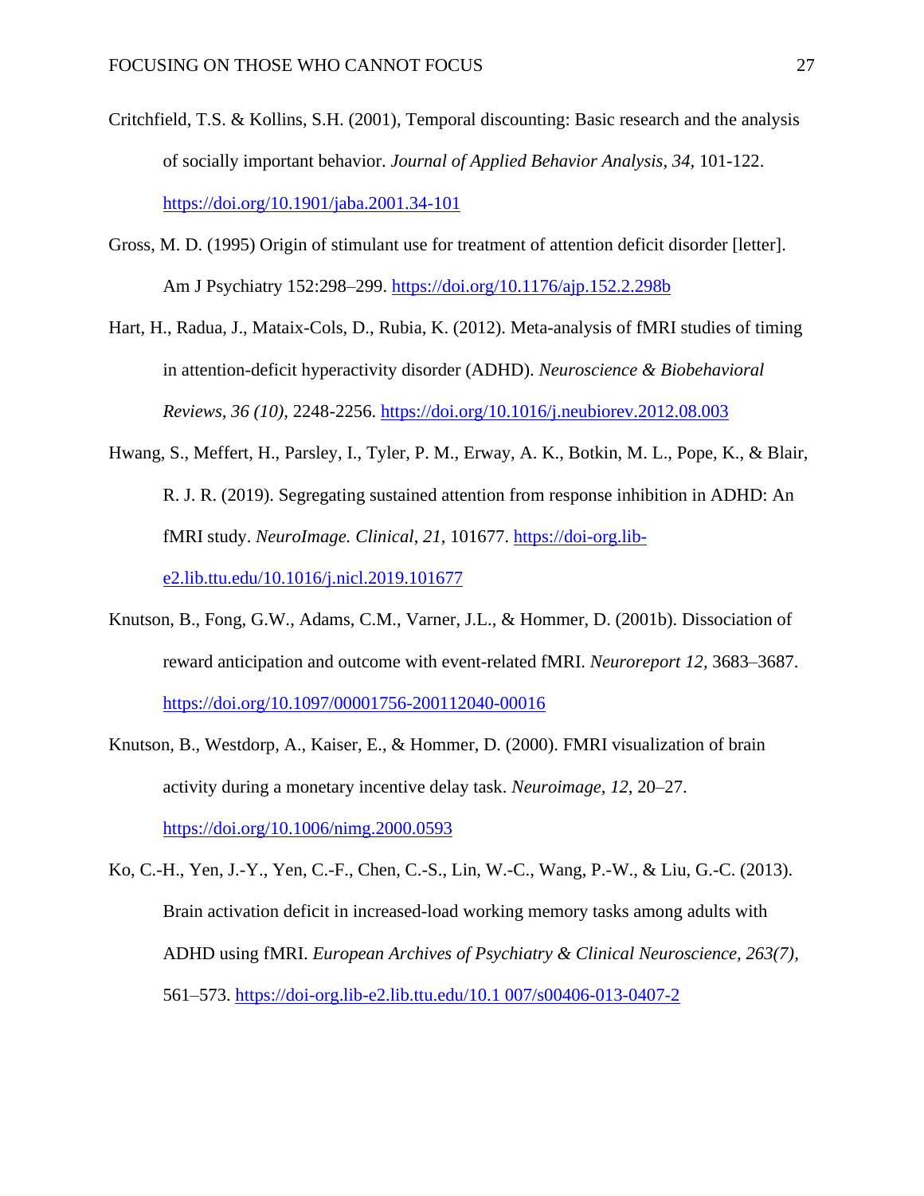Critchfield, T.S. & Kollins, S.H. (2001), Temporal discounting: Basic research and the analysis of socially important behavior. *Journal of Applied Behavior Analysis, 34,* 101-122. https://doi.org/10.1901/jaba.2001.34-101

Gross, M. D. (1995) Origin of stimulant use for treatment of attention deficit disorder [letter]. Am J Psychiatry 152:298–299. https://doi.org/10.1176/ajp.152.2.298b

Hart, H., Radua, J., Mataix-Cols, D., Rubia, K. (2012). Meta-analysis of fMRI studies of timing in attention-deficit hyperactivity disorder (ADHD). *Neuroscience & Biobehavioral Reviews, 36 (10),* 2248-2256. https://doi.org/10.1016/j.neubiorev.2012.08.003

Hwang, S., Meffert, H., Parsley, I., Tyler, P. M., Erway, A. K., Botkin, M. L., Pope, K., & Blair, R. J. R. (2019). Segregating sustained attention from response inhibition in ADHD: An fMRI study. *NeuroImage. Clinical*, *21*, 101677. https://doi-org.lib-e2.lib.ttu.edu/10.1016/j.nicl.2019.101677

Knutson, B., Fong, G.W., Adams, C.M., Varner, J.L., & Hommer, D. (2001b). Dissociation of reward anticipation and outcome with event-related fMRI. *Neuroreport 12,* 3683–3687. https://doi.org/10.1097/00001756-200112040-00016

Knutson, B., Westdorp, A., Kaiser, E., & Hommer, D. (2000). FMRI visualization of brain activity during a monetary incentive delay task. *Neuroimage, 12,* 20–27. https://doi.org/10.1006/nimg.2000.0593

Ko, C.-H., Yen, J.-Y., Yen, C.-F., Chen, C.-S., Lin, W.-C., Wang, P.-W., & Liu, G.-C. (2013). Brain activation deficit in increased-load working memory tasks among adults with ADHD using fMRI. *European Archives of Psychiatry & Clinical Neuroscience, 263(7),* 561–573. https://doi-org.lib-e2.lib.ttu.edu/10.1 007/s00406-013-0407-2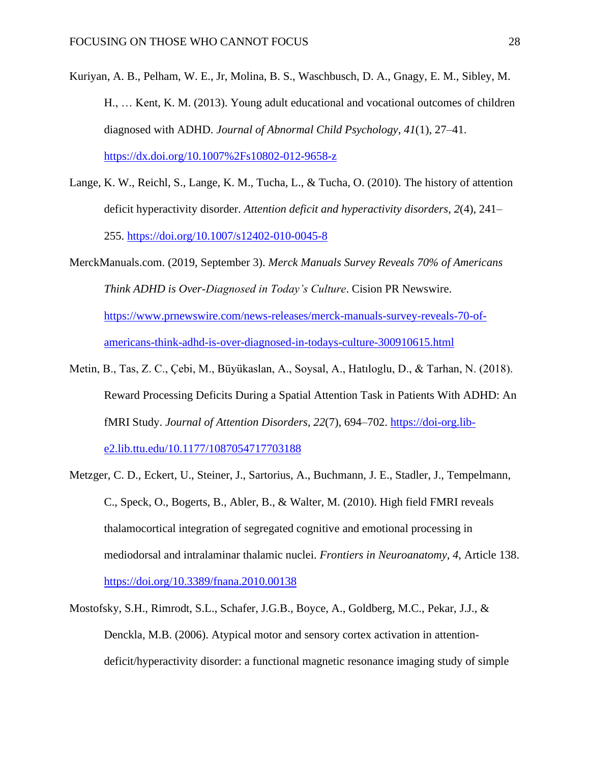Kuriyan, A. B., Pelham, W. E., Jr, Molina, B. S., Waschbusch, D. A., Gnagy, E. M., Sibley, M. H., … Kent, K. M. (2013). Young adult educational and vocational outcomes of children diagnosed with ADHD. *Journal of Abnormal Child Psychology*, *41*(1), 27–41. https://dx.doi.org/10.1007%2Fs10802-012-9658-z

Lange, K. W., Reichl, S., Lange, K. M., Tucha, L., & Tucha, O. (2010). The history of attention deficit hyperactivity disorder. *Attention deficit and hyperactivity disorders*, *2*(4), 241–255. https://doi.org/10.1007/s12402-010-0045-8

MerckManuals.com. (2019, September 3). *Merck Manuals Survey Reveals 70% of Americans Think ADHD is Over-Diagnosed in Today's Culture*. Cision PR Newswire. https://www.prnewswire.com/news-releases/merck-manuals-survey-reveals-70-of-americans-think-adhd-is-over-diagnosed-in-todays-culture-300910615.html

Metin, B., Tas, Z. C., Çebi, M., Büyükaslan, A., Soysal, A., Hatıloglu, D., & Tarhan, N. (2018). Reward Processing Deficits During a Spatial Attention Task in Patients With ADHD: An fMRI Study. *Journal of Attention Disorders*, *22*(7), 694–702. https://doi-org.lib-e2.lib.ttu.edu/10.1177/1087054717703188

Metzger, C. D., Eckert, U., Steiner, J., Sartorius, A., Buchmann, J. E., Stadler, J., Tempelmann, C., Speck, O., Bogerts, B., Abler, B., & Walter, M. (2010). High field FMRI reveals thalamocortical integration of segregated cognitive and emotional processing in mediodorsal and intralaminar thalamic nuclei. *Frontiers in Neuroanatomy*, *4*, Article 138. https://doi.org/10.3389/fnana.2010.00138

Mostofsky, S.H., Rimrodt, S.L., Schafer, J.G.B., Boyce, A., Goldberg, M.C., Pekar, J.J., & Denckla, M.B. (2006). Atypical motor and sensory cortex activation in attention-deficit/hyperactivity disorder: a functional magnetic resonance imaging study of simple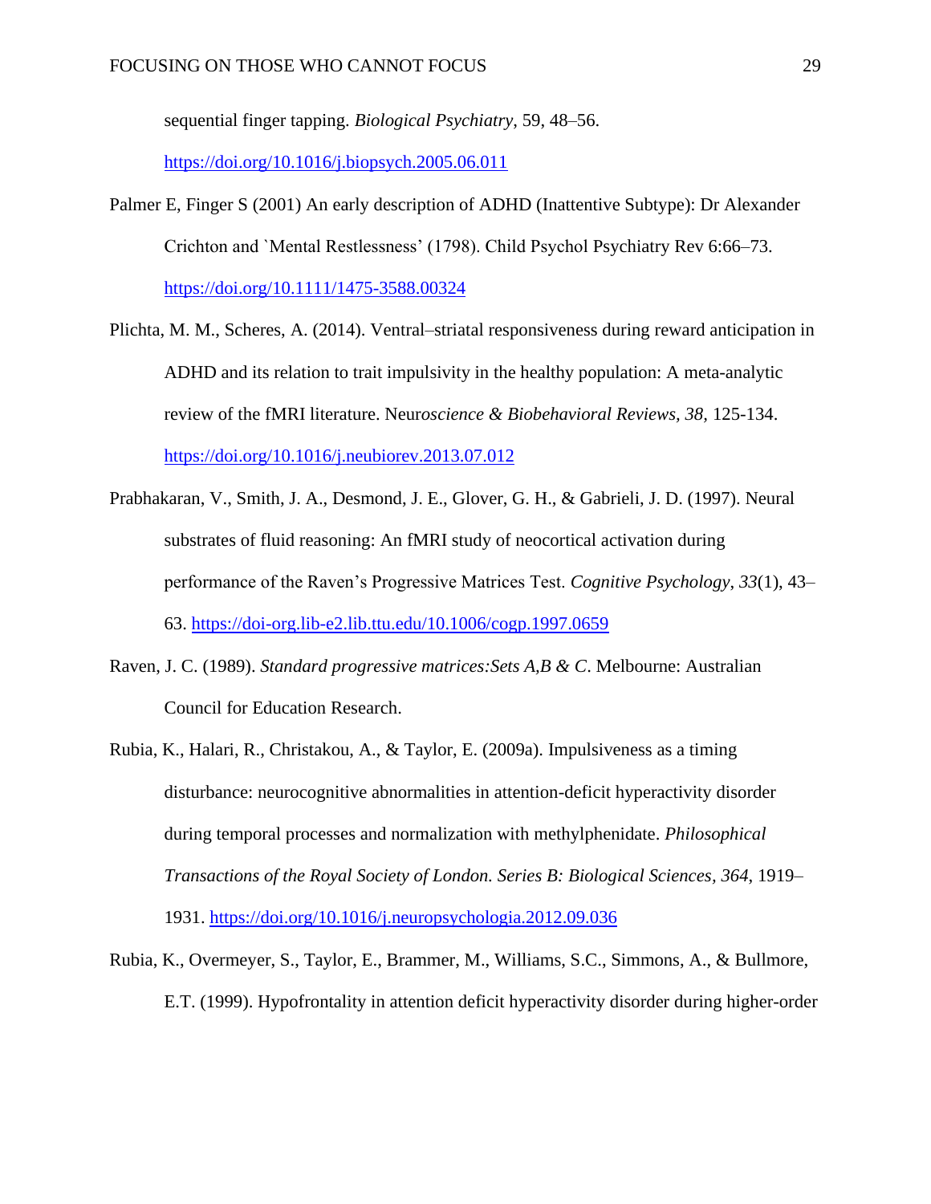sequential finger tapping. *Biological Psychiatry*, 59, 48–56. https://doi.org/10.1016/j.biopsych.2005.06.011

Palmer E, Finger S (2001) An early description of ADHD (Inattentive Subtype): Dr Alexander Crichton and `Mental Restlessness' (1798). Child Psychol Psychiatry Rev 6:66–73. https://doi.org/10.1111/1475-3588.00324

Plichta, M. M., Scheres, A. (2014). Ventral–striatal responsiveness during reward anticipation in ADHD and its relation to trait impulsivity in the healthy population: A meta-analytic review of the fMRI literature. Neur*oscience & Biobehavioral Reviews, 38,* 125-134. https://doi.org/10.1016/j.neubiorev.2013.07.012

Prabhakaran, V., Smith, J. A., Desmond, J. E., Glover, G. H., & Gabrieli, J. D. (1997). Neural substrates of fluid reasoning: An fMRI study of neocortical activation during performance of the Raven's Progressive Matrices Test. *Cognitive Psychology*, *33*(1), 43–63. https://doi-org.lib-e2.lib.ttu.edu/10.1006/cogp.1997.0659

Raven, J. C. (1989). *Standard progressive matrices:Sets A,B & C*. Melbourne: Australian Council for Education Research.

Rubia, K., Halari, R., Christakou, A., & Taylor, E. (2009a). Impulsiveness as a timing disturbance: neurocognitive abnormalities in attention-deficit hyperactivity disorder during temporal processes and normalization with methylphenidate. *Philosophical Transactions of the Royal Society of London. Series B: Biological Sciences, 364*, 1919–1931. https://doi.org/10.1016/j.neuropsychologia.2012.09.036

Rubia, K., Overmeyer, S., Taylor, E., Brammer, M., Williams, S.C., Simmons, A., & Bullmore, E.T. (1999). Hypofrontality in attention deficit hyperactivity disorder during higher-order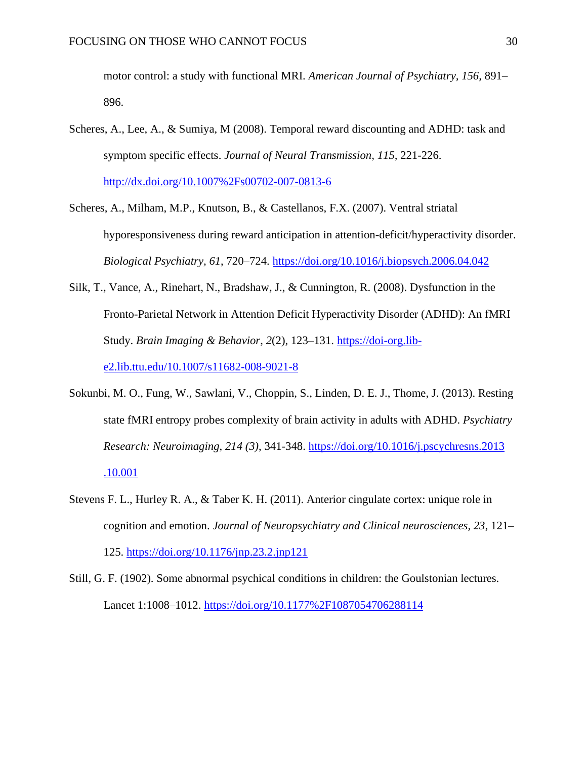motor control: a study with functional MRI. *American Journal of Psychiatry, 156,* 891–896.

Scheres, A., Lee, A., & Sumiya, M (2008). Temporal reward discounting and ADHD: task and symptom specific effects. *Journal of Neural Transmission, 115,* 221-226. http://dx.doi.org/10.1007%2Fs00702-007-0813-6

Scheres, A., Milham, M.P., Knutson, B., & Castellanos, F.X. (2007). Ventral striatal hyporesponsiveness during reward anticipation in attention-deficit/hyperactivity disorder. *Biological Psychiatry, 61*, 720–724. https://doi.org/10.1016/j.biopsych.2006.04.042

Silk, T., Vance, A., Rinehart, N., Bradshaw, J., & Cunnington, R. (2008). Dysfunction in the Fronto-Parietal Network in Attention Deficit Hyperactivity Disorder (ADHD): An fMRI Study. *Brain Imaging & Behavior*, *2*(2), 123–131. https://doi-org.lib-e2.lib.ttu.edu/10.1007/s11682-008-9021-8

Sokunbi, M. O., Fung, W., Sawlani, V., Choppin, S., Linden, D. E. J., Thome, J. (2013). Resting state fMRI entropy probes complexity of brain activity in adults with ADHD. *Psychiatry Research: Neuroimaging*, *214 (3)*, 341-348. https://doi.org/10.1016/j.pscychresns.2013.10.001

Stevens F. L., Hurley R. A., & Taber K. H. (2011). Anterior cingulate cortex: unique role in cognition and emotion. *Journal of Neuropsychiatry and Clinical neurosciences*, *23*, 121–125. https://doi.org/10.1176/jnp.23.2.jnp121

Still, G. F. (1902). Some abnormal psychical conditions in children: the Goulstonian lectures. Lancet 1:1008–1012. https://doi.org/10.1177%2F1087054706288114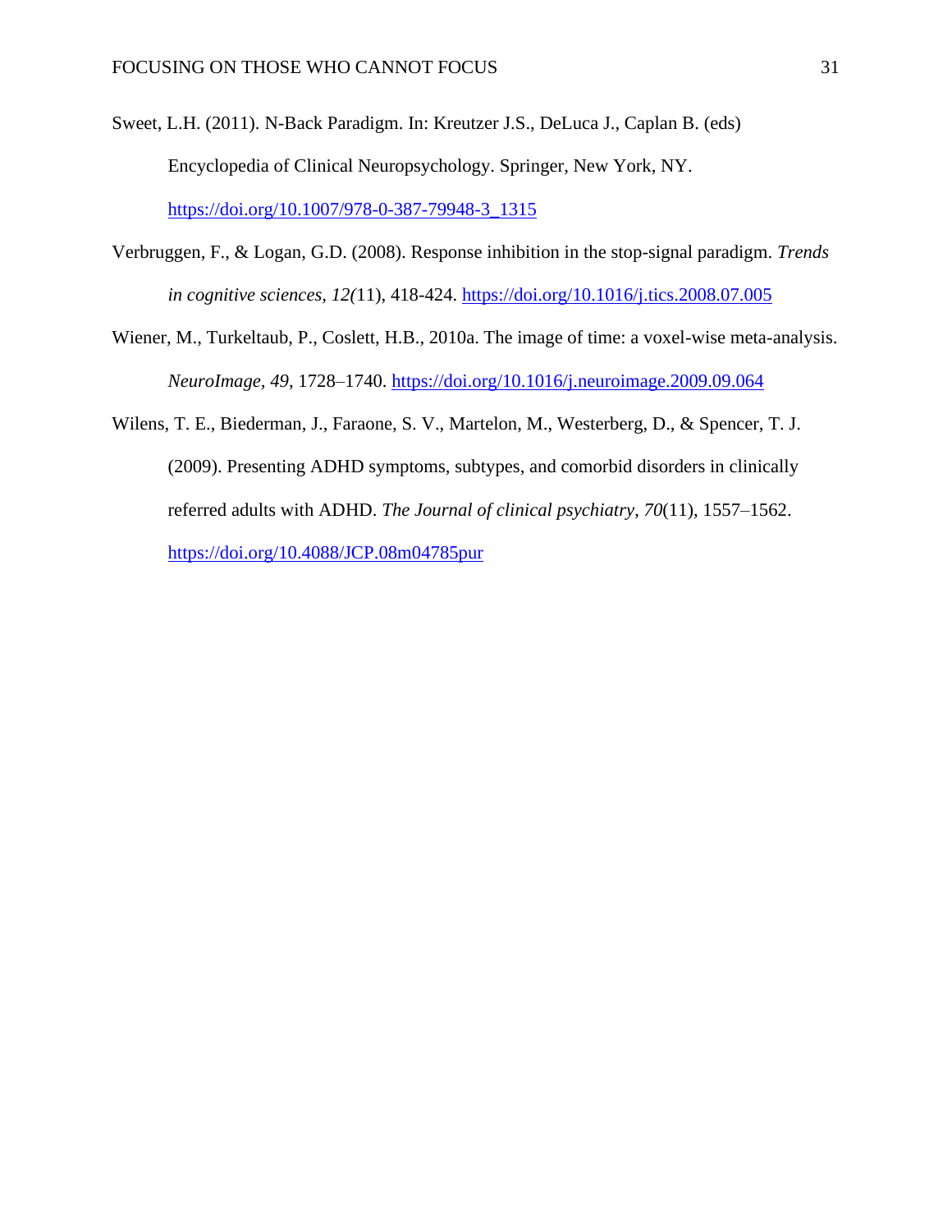Sweet, L.H. (2011). N-Back Paradigm. In: Kreutzer J.S., DeLuca J., Caplan B. (eds) Encyclopedia of Clinical Neuropsychology. Springer, New York, NY. https://doi.org/10.1007/978-0-387-79948-3_1315

Verbruggen, F., & Logan, G.D. (2008). Response inhibition in the stop-signal paradigm. *Trends in cognitive sciences, 12(*11), 418-424. https://doi.org/10.1016/j.tics.2008.07.005

Wiener, M., Turkeltaub, P., Coslett, H.B., 2010a. The image of time: a voxel-wise meta-analysis. *NeuroImage*, *49*, 1728–1740. https://doi.org/10.1016/j.neuroimage.2009.09.064

Wilens, T. E., Biederman, J., Faraone, S. V., Martelon, M., Westerberg, D., & Spencer, T. J. (2009). Presenting ADHD symptoms, subtypes, and comorbid disorders in clinically referred adults with ADHD. *The Journal of clinical psychiatry*, *70*(11), 1557–1562. https://doi.org/10.4088/JCP.08m04785pur